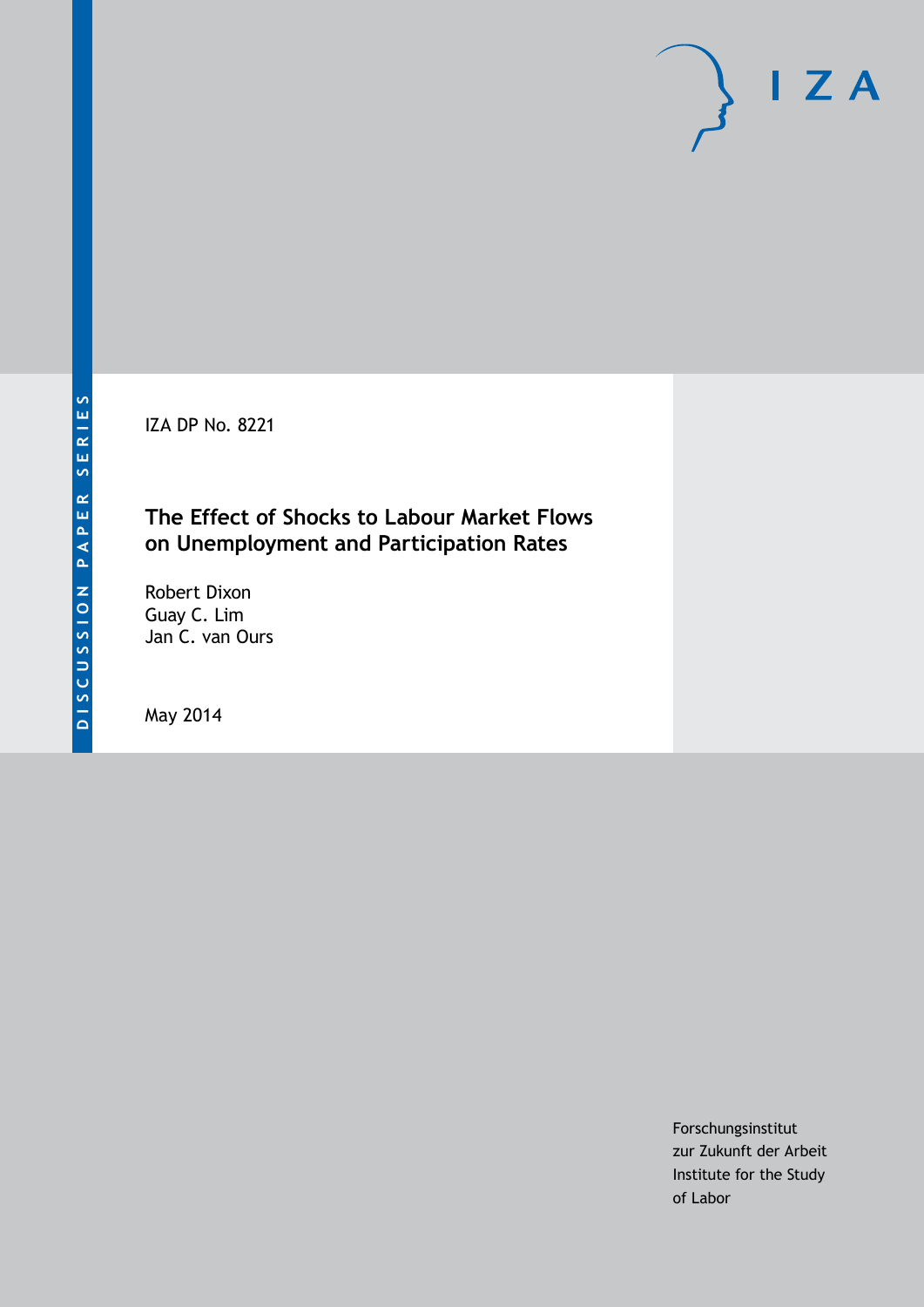DISCUSSION PAPER SERIES

IZA DP No. 8221

# The Effect of Shocks to Labour Market Flows on Unemployment and Participation Rates

Robert Dixon
Guay C. Lim
Jan C. van Ours

May 2014

Forschungsinstitut
zur Zukunft der Arbeit
Institute for the Study
of Labor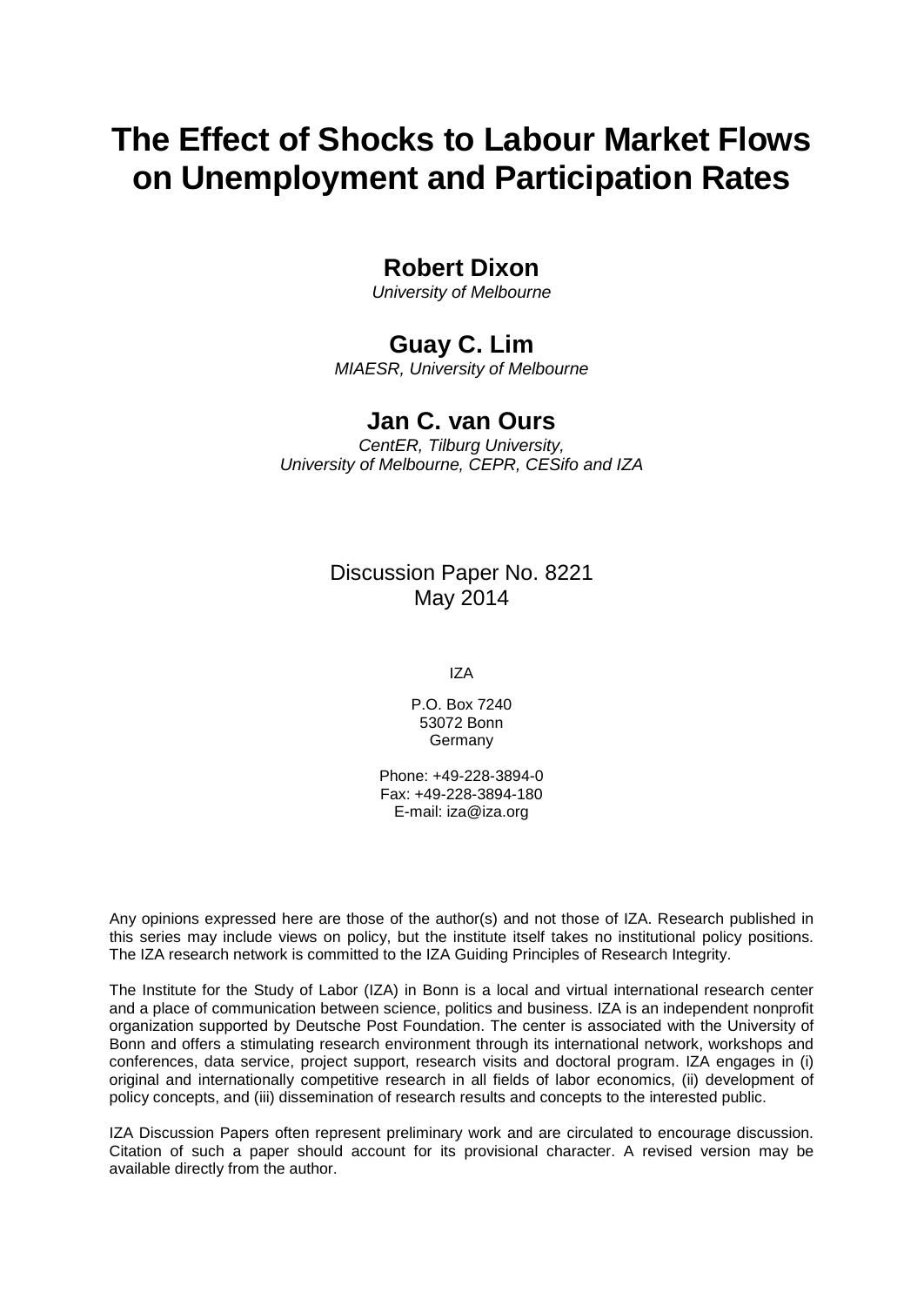# The Effect of Shocks to Labour Market Flows on Unemployment and Participation Rates

## Robert Dixon

*University of Melbourne*

## Guay C. Lim

*MIAESR, University of Melbourne*

## Jan C. van Ours

*CentER, Tilburg University,*
*University of Melbourne, CEPR, CESifo and IZA*

Discussion Paper No. 8221
May 2014

IZA

P.O. Box 7240
53072 Bonn
Germany

Phone: +49-228-3894-0
Fax: +49-228-3894-180
E-mail: iza@iza.org

Any opinions expressed here are those of the author(s) and not those of IZA. Research published in this series may include views on policy, but the institute itself takes no institutional policy positions. The IZA research network is committed to the IZA Guiding Principles of Research Integrity.

The Institute for the Study of Labor (IZA) in Bonn is a local and virtual international research center and a place of communication between science, politics and business. IZA is an independent nonprofit organization supported by Deutsche Post Foundation. The center is associated with the University of Bonn and offers a stimulating research environment through its international network, workshops and conferences, data service, project support, research visits and doctoral program. IZA engages in (i) original and internationally competitive research in all fields of labor economics, (ii) development of policy concepts, and (iii) dissemination of research results and concepts to the interested public.

IZA Discussion Papers often represent preliminary work and are circulated to encourage discussion. Citation of such a paper should account for its provisional character. A revised version may be available directly from the author.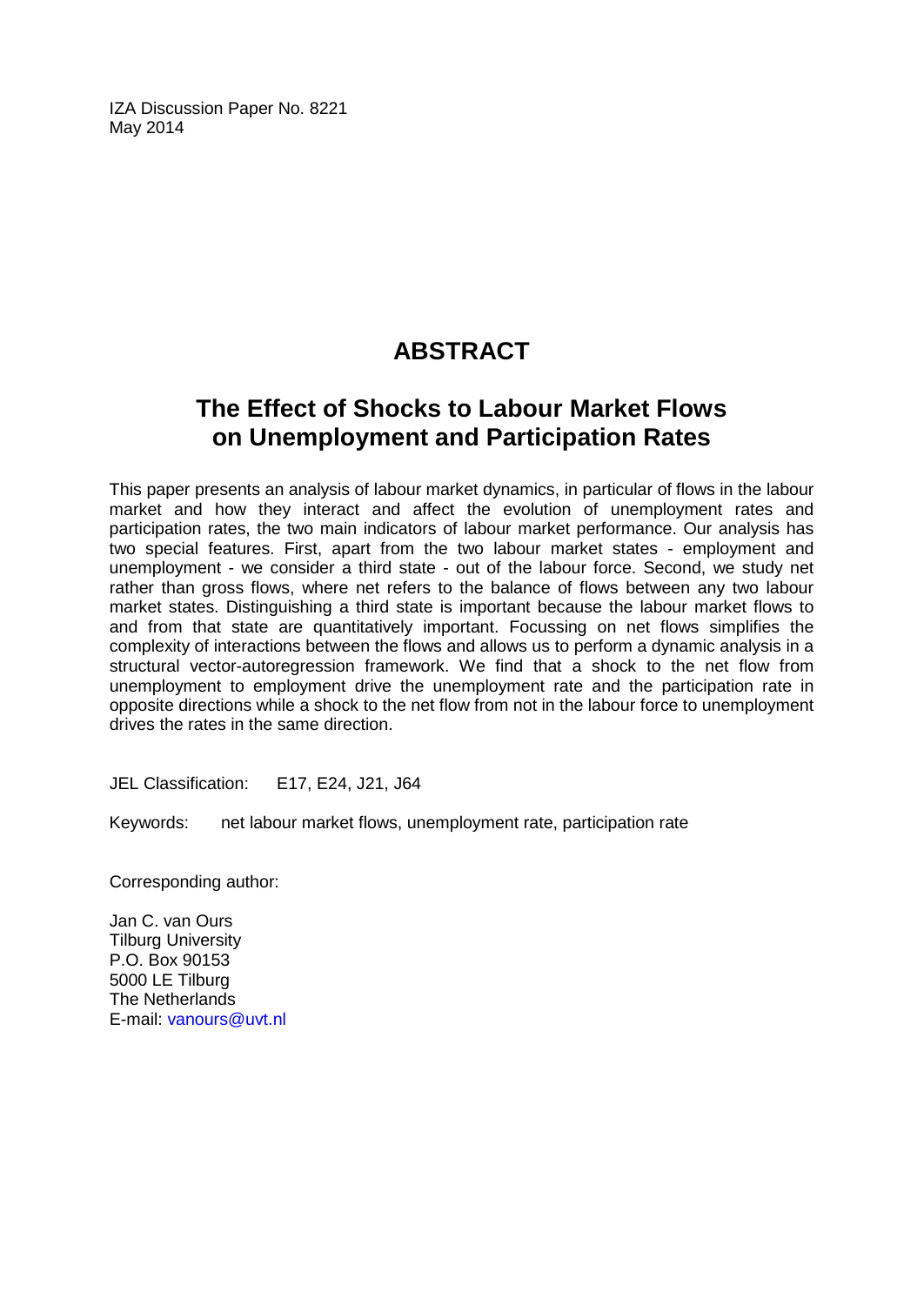IZA Discussion Paper No. 8221
May 2014

# ABSTRACT

## The Effect of Shocks to Labour Market Flows on Unemployment and Participation Rates

This paper presents an analysis of labour market dynamics, in particular of flows in the labour market and how they interact and affect the evolution of unemployment rates and participation rates, the two main indicators of labour market performance. Our analysis has two special features. First, apart from the two labour market states - employment and unemployment - we consider a third state - out of the labour force. Second, we study net rather than gross flows, where net refers to the balance of flows between any two labour market states. Distinguishing a third state is important because the labour market flows to and from that state are quantitatively important. Focussing on net flows simplifies the complexity of interactions between the flows and allows us to perform a dynamic analysis in a structural vector-autoregression framework. We find that a shock to the net flow from unemployment to employment drive the unemployment rate and the participation rate in opposite directions while a shock to the net flow from not in the labour force to unemployment drives the rates in the same direction.

JEL Classification: E17, E24, J21, J64

Keywords: net labour market flows, unemployment rate, participation rate

Corresponding author:

Jan C. van Ours
Tilburg University
P.O. Box 90153
5000 LE Tilburg
The Netherlands
E-mail: vanours@uvt.nl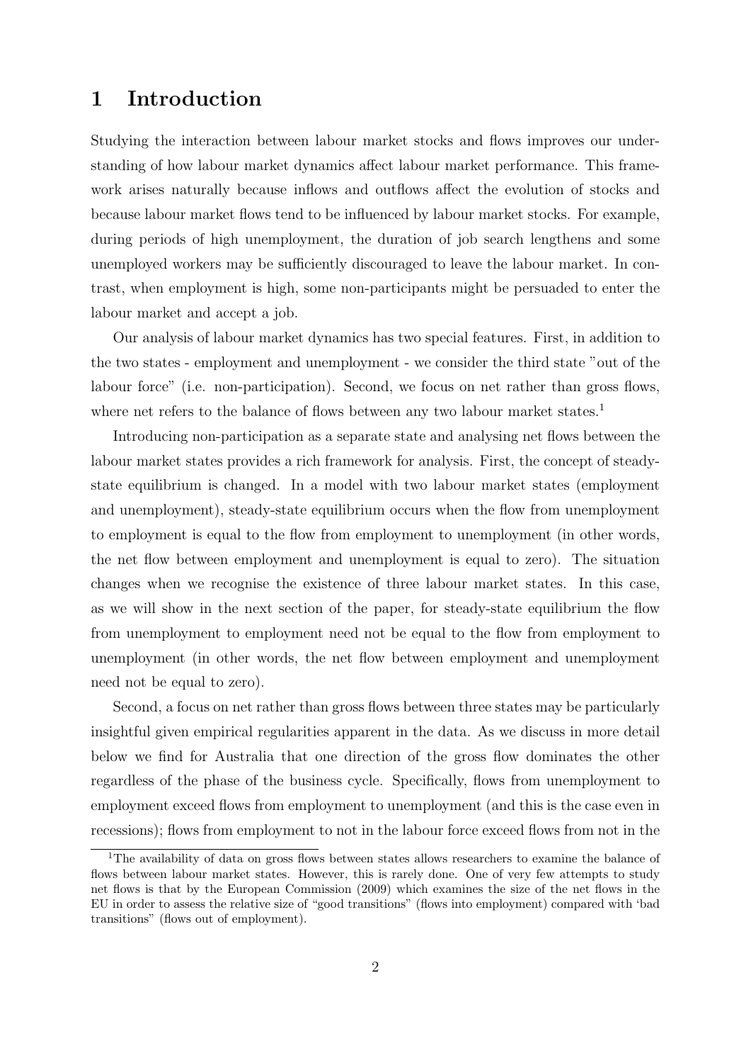# 1 Introduction

Studying the interaction between labour market stocks and flows improves our understanding of how labour market dynamics affect labour market performance. This framework arises naturally because inflows and outflows affect the evolution of stocks and because labour market flows tend to be influenced by labour market stocks. For example, during periods of high unemployment, the duration of job search lengthens and some unemployed workers may be sufficiently discouraged to leave the labour market. In contrast, when employment is high, some non-participants might be persuaded to enter the labour market and accept a job.

Our analysis of labour market dynamics has two special features. First, in addition to the two states - employment and unemployment - we consider the third state "out of the labour force" (i.e. non-participation). Second, we focus on net rather than gross flows, where net refers to the balance of flows between any two labour market states.[1]

Introducing non-participation as a separate state and analysing net flows between the labour market states provides a rich framework for analysis. First, the concept of steady-state equilibrium is changed. In a model with two labour market states (employment and unemployment), steady-state equilibrium occurs when the flow from unemployment to employment is equal to the flow from employment to unemployment (in other words, the net flow between employment and unemployment is equal to zero). The situation changes when we recognise the existence of three labour market states. In this case, as we will show in the next section of the paper, for steady-state equilibrium the flow from unemployment to employment need not be equal to the flow from employment to unemployment (in other words, the net flow between employment and unemployment need not be equal to zero).

Second, a focus on net rather than gross flows between three states may be particularly insightful given empirical regularities apparent in the data. As we discuss in more detail below we find for Australia that one direction of the gross flow dominates the other regardless of the phase of the business cycle. Specifically, flows from unemployment to employment exceed flows from employment to unemployment (and this is the case even in recessions); flows from employment to not in the labour force exceed flows from not in the

[1] The availability of data on gross flows between states allows researchers to examine the balance of flows between labour market states. However, this is rarely done. One of very few attempts to study net flows is that by the European Commission (2009) which examines the size of the net flows in the EU in order to assess the relative size of "good transitions" (flows into employment) compared with 'bad transitions" (flows out of employment).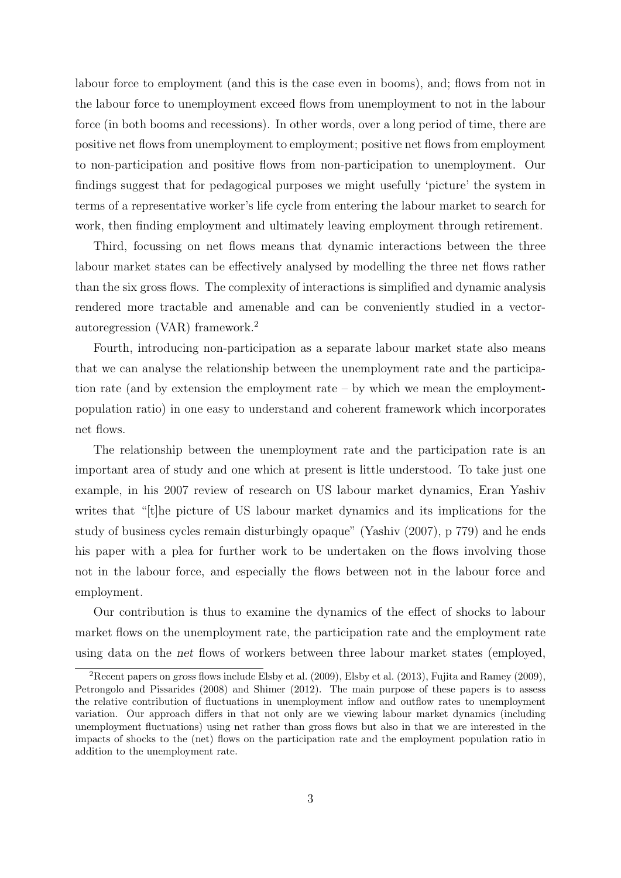labour force to employment (and this is the case even in booms), and; flows from not in the labour force to unemployment exceed flows from unemployment to not in the labour force (in both booms and recessions). In other words, over a long period of time, there are positive net flows from unemployment to employment; positive net flows from employment to non-participation and positive flows from non-participation to unemployment. Our findings suggest that for pedagogical purposes we might usefully 'picture' the system in terms of a representative worker's life cycle from entering the labour market to search for work, then finding employment and ultimately leaving employment through retirement.

Third, focussing on net flows means that dynamic interactions between the three labour market states can be effectively analysed by modelling the three net flows rather than the six gross flows. The complexity of interactions is simplified and dynamic analysis rendered more tractable and amenable and can be conveniently studied in a vector-autoregression (VAR) framework.[2]

Fourth, introducing non-participation as a separate labour market state also means that we can analyse the relationship between the unemployment rate and the participation rate (and by extension the employment rate – by which we mean the employment-population ratio) in one easy to understand and coherent framework which incorporates net flows.

The relationship between the unemployment rate and the participation rate is an important area of study and one which at present is little understood. To take just one example, in his 2007 review of research on US labour market dynamics, Eran Yashiv writes that "[t]he picture of US labour market dynamics and its implications for the study of business cycles remain disturbingly opaque" (Yashiv (2007), p 779) and he ends his paper with a plea for further work to be undertaken on the flows involving those not in the labour force, and especially the flows between not in the labour force and employment.

Our contribution is thus to examine the dynamics of the effect of shocks to labour market flows on the unemployment rate, the participation rate and the employment rate using data on the *net* flows of workers between three labour market states (employed,

[2] Recent papers on *gross* flows include Elsby et al. (2009), Elsby et al. (2013), Fujita and Ramey (2009), Petrongolo and Pissarides (2008) and Shimer (2012). The main purpose of these papers is to assess the relative contribution of fluctuations in unemployment inflow and outflow rates to unemployment variation. Our approach differs in that not only are we viewing labour market dynamics (including unemployment fluctuations) using net rather than gross flows but also in that we are interested in the impacts of shocks to the (net) flows on the participation rate and the employment population ratio in addition to the unemployment rate.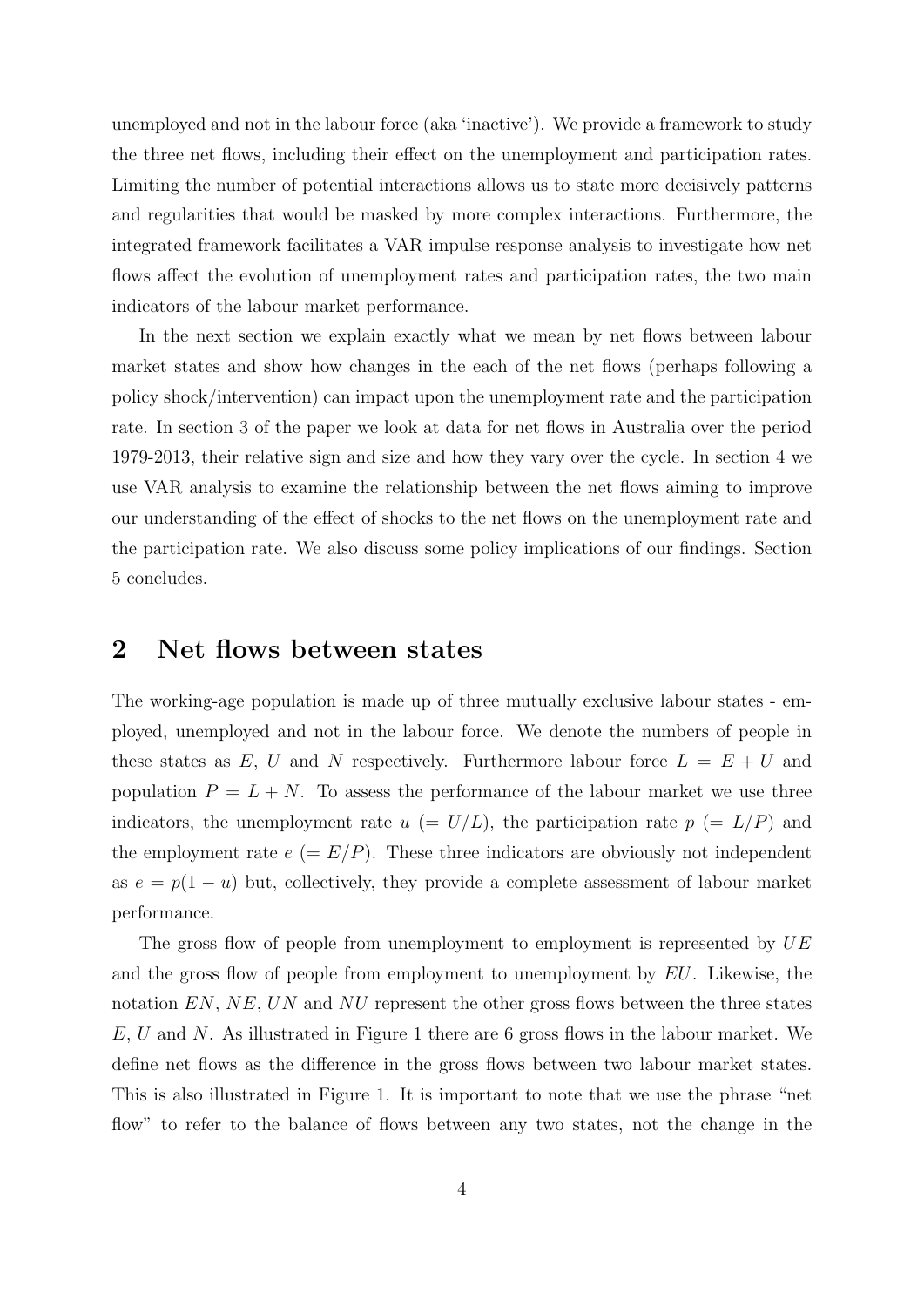unemployed and not in the labour force (aka 'inactive'). We provide a framework to study the three net flows, including their effect on the unemployment and participation rates. Limiting the number of potential interactions allows us to state more decisively patterns and regularities that would be masked by more complex interactions. Furthermore, the integrated framework facilitates a VAR impulse response analysis to investigate how net flows affect the evolution of unemployment rates and participation rates, the two main indicators of the labour market performance.

In the next section we explain exactly what we mean by net flows between labour market states and show how changes in the each of the net flows (perhaps following a policy shock/intervention) can impact upon the unemployment rate and the participation rate. In section 3 of the paper we look at data for net flows in Australia over the period 1979-2013, their relative sign and size and how they vary over the cycle. In section 4 we use VAR analysis to examine the relationship between the net flows aiming to improve our understanding of the effect of shocks to the net flows on the unemployment rate and the participation rate. We also discuss some policy implications of our findings. Section 5 concludes.

## 2 Net flows between states

The working-age population is made up of three mutually exclusive labour states - employed, unemployed and not in the labour force. We denote the numbers of people in these states as $E$, $U$ and $N$ respectively. Furthermore labour force $L = E + U$ and population $P = L + N$. To assess the performance of the labour market we use three indicators, the unemployment rate $u$ $(= U/L)$, the participation rate $p$ $(= L/P)$ and the employment rate $e$ $(= E/P)$. These three indicators are obviously not independent as $e = p(1 - u)$ but, collectively, they provide a complete assessment of labour market performance.

The gross flow of people from unemployment to employment is represented by $UE$ and the gross flow of people from employment to unemployment by $EU$. Likewise, the notation $EN$, $NE$, $UN$ and $NU$ represent the other gross flows between the three states $E$, $U$ and $N$. As illustrated in Figure 1 there are 6 gross flows in the labour market. We define net flows as the difference in the gross flows between two labour market states. This is also illustrated in Figure 1. It is important to note that we use the phrase "net flow" to refer to the balance of flows between any two states, not the change in the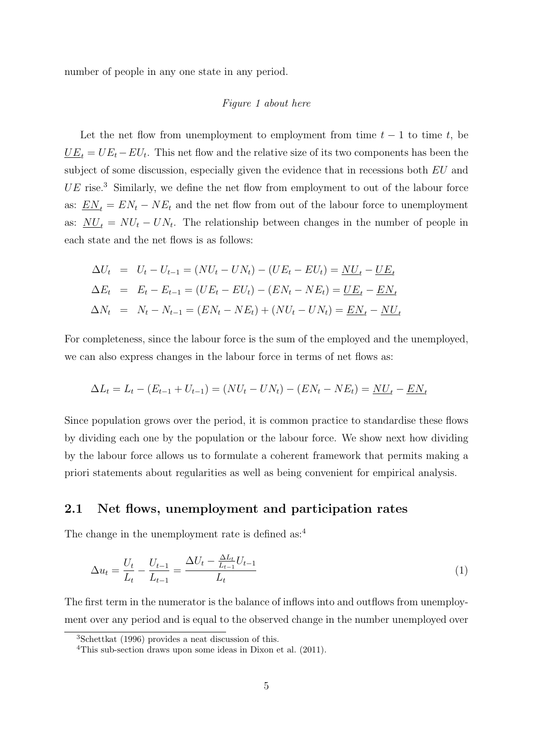number of people in any one state in any period.

*Figure 1 about here*

Let the net flow from unemployment to employment from time $t-1$ to time $t$, be $\underline{UE}_t = UE_t - EU_t$. This net flow and the relative size of its two components has been the subject of some discussion, especially given the evidence that in recessions both $EU$ and $UE$ rise.[3] Similarly, we define the net flow from employment to out of the labour force as: $\underline{EN}_t = EN_t - NE_t$ and the net flow from out of the labour force to unemployment as: $\underline{NU}_t = NU_t - UN_t$. The relationship between changes in the number of people in each state and the net flows is as follows:

$$
\begin{aligned}
\Delta U_t &= U_t - U_{t-1} = (NU_t - UN_t) - (UE_t - EU_t) = \underline{NU}_t - \underline{UE}_t \\
\Delta E_t &= E_t - E_{t-1} = (UE_t - EU_t) - (EN_t - NE_t) = \underline{UE}_t - \underline{EN}_t \\
\Delta N_t &= N_t - N_{t-1} = (EN_t - NE_t) + (NU_t - UN_t) = \underline{EN}_t - \underline{NU}_t
\end{aligned}
$$

For completeness, since the labour force is the sum of the employed and the unemployed, we can also express changes in the labour force in terms of net flows as:

$$
\Delta L_t = L_t - (E_{t-1} + U_{t-1}) = (NU_t - UN_t) - (EN_t - NE_t) = \underline{NU}_t - \underline{EN}_t
$$

Since population grows over the period, it is common practice to standardise these flows by dividing each one by the population or the labour force. We show next how dividing by the labour force allows us to formulate a coherent framework that permits making a priori statements about regularities as well as being convenient for empirical analysis.

## 2.1 Net flows, unemployment and participation rates

The change in the unemployment rate is defined as:[4]

$$
\Delta u_t = \frac{U_t}{L_t} - \frac{U_{t-1}}{L_{t-1}} = \frac{\Delta U_t - \frac{\Delta L_t}{L_{t-1}} U_{t-1}}{L_t} \tag{1}
$$

The first term in the numerator is the balance of inflows into and outflows from unemployment over any period and is equal to the observed change in the number unemployed over

[3] Schettkat (1996) provides a neat discussion of this.

[4] This sub-section draws upon some ideas in Dixon et al. (2011).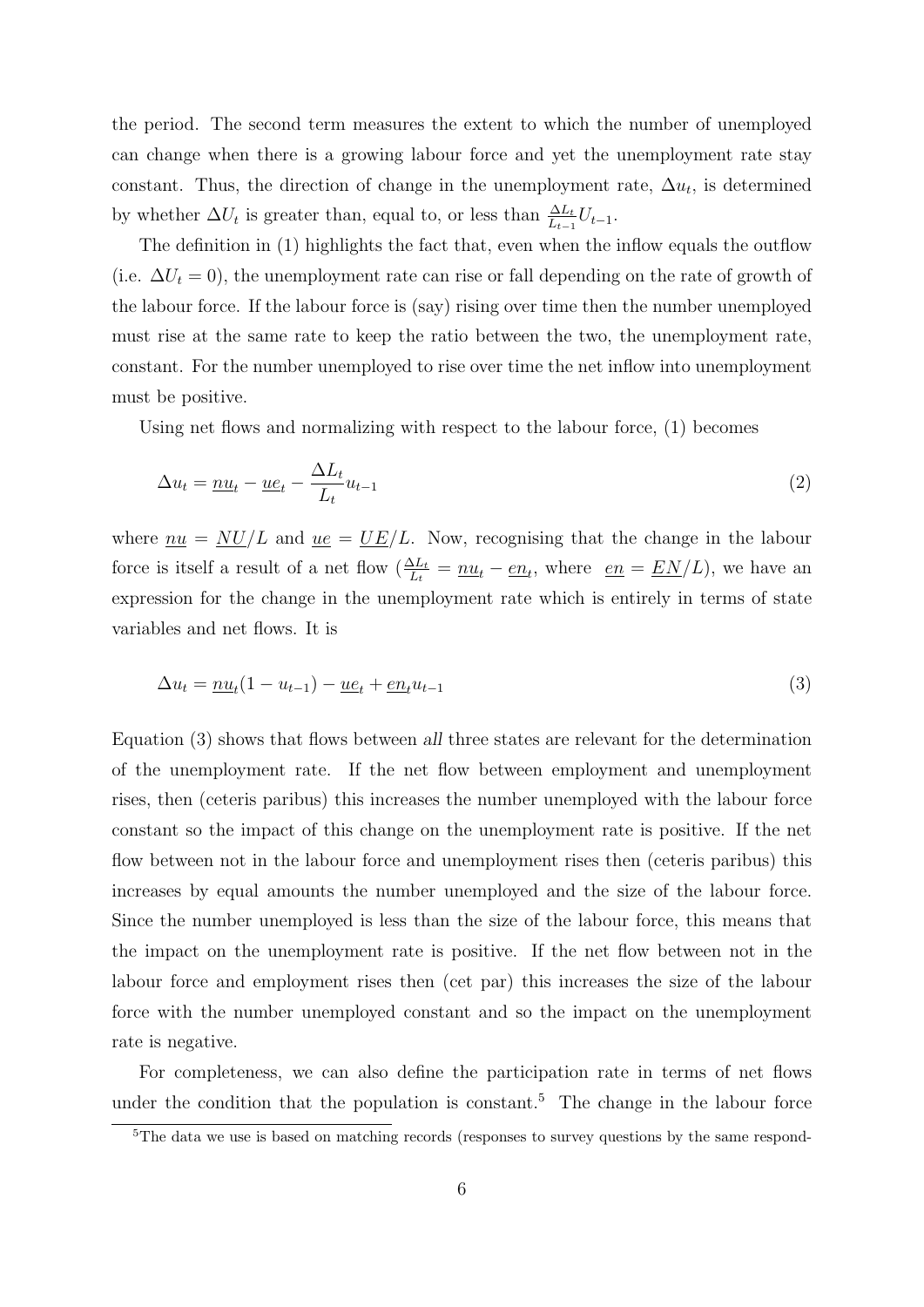the period. The second term measures the extent to which the number of unemployed can change when there is a growing labour force and yet the unemployment rate stay constant. Thus, the direction of change in the unemployment rate, $\Delta u_t$, is determined by whether $\Delta U_t$ is greater than, equal to, or less than $\frac{\Delta L_t}{L_{t-1}} U_{t-1}$.

The definition in (1) highlights the fact that, even when the inflow equals the outflow (i.e. $\Delta U_t = 0$), the unemployment rate can rise or fall depending on the rate of growth of the labour force. If the labour force is (say) rising over time then the number unemployed must rise at the same rate to keep the ratio between the two, the unemployment rate, constant. For the number unemployed to rise over time the net inflow into unemployment must be positive.

Using net flows and normalizing with respect to the labour force, (1) becomes

$$\Delta u_t = \underline{nu}_t - \underline{ue}_t - \frac{\Delta L_t}{L_t} u_{t-1} \tag{2}$$

where $\underline{nu} = \underline{NU}/L$ and $\underline{ue} = \underline{UE}/L$. Now, recognising that the change in the labour force is itself a result of a net flow ($\frac{\Delta L_t}{L_t} = \underline{nu}_t - \underline{en}_t$, where $\underline{en} = \underline{EN}/L$), we have an expression for the change in the unemployment rate which is entirely in terms of state variables and net flows. It is

$$\Delta u_t = \underline{nu}_t (1 - u_{t-1}) - \underline{ue}_t + \underline{en}_t u_{t-1} \tag{3}$$

Equation (3) shows that flows between *all* three states are relevant for the determination of the unemployment rate. If the net flow between employment and unemployment rises, then (ceteris paribus) this increases the number unemployed with the labour force constant so the impact of this change on the unemployment rate is positive. If the net flow between not in the labour force and unemployment rises then (ceteris paribus) this increases by equal amounts the number unemployed and the size of the labour force. Since the number unemployed is less than the size of the labour force, this means that the impact on the unemployment rate is positive. If the net flow between not in the labour force and employment rises then (cet par) this increases the size of the labour force with the number unemployed constant and so the impact on the unemployment rate is negative.

For completeness, we can also define the participation rate in terms of net flows under the condition that the population is constant.[5] The change in the labour force

[5]The data we use is based on matching records (responses to survey questions by the same respond-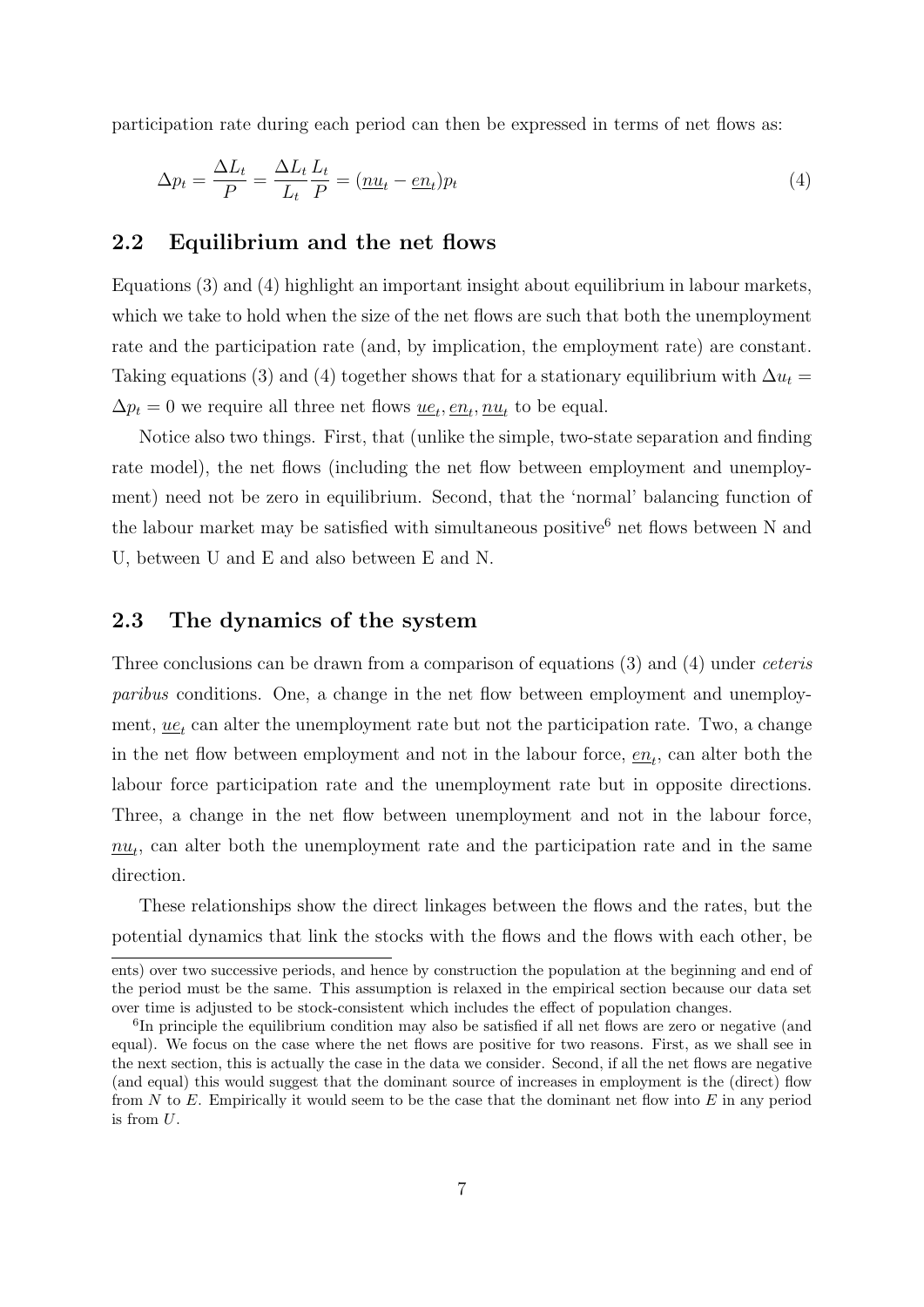participation rate during each period can then be expressed in terms of net flows as:

$$\Delta p_t = \frac{\Delta L_t}{P} = \frac{\Delta L_t}{L_t}\frac{L_t}{P} = (\underline{nu}_t - \underline{en}_t)p_t \tag{4}$$

## 2.2 Equilibrium and the net flows

Equations (3) and (4) highlight an important insight about equilibrium in labour markets, which we take to hold when the size of the net flows are such that both the unemployment rate and the participation rate (and, by implication, the employment rate) are constant. Taking equations (3) and (4) together shows that for a stationary equilibrium with $\Delta u_t = \Delta p_t = 0$ we require all three net flows $\underline{ue}_t, \underline{en}_t, \underline{nu}_t$ to be equal.

Notice also two things. First, that (unlike the simple, two-state separation and finding rate model), the net flows (including the net flow between employment and unemployment) need not be zero in equilibrium. Second, that the 'normal' balancing function of the labour market may be satisfied with simultaneous positive[6] net flows between N and U, between U and E and also between E and N.

## 2.3 The dynamics of the system

Three conclusions can be drawn from a comparison of equations (3) and (4) under *ceteris paribus* conditions. One, a change in the net flow between employment and unemployment, $\underline{ue}_t$ can alter the unemployment rate but not the participation rate. Two, a change in the net flow between employment and not in the labour force, $\underline{en}_t$, can alter both the labour force participation rate and the unemployment rate but in opposite directions. Three, a change in the net flow between unemployment and not in the labour force, $\underline{nu}_t$, can alter both the unemployment rate and the participation rate and in the same direction.

These relationships show the direct linkages between the flows and the rates, but the potential dynamics that link the stocks with the flows and the flows with each other, be

ents) over two successive periods, and hence by construction the population at the beginning and end of the period must be the same. This assumption is relaxed in the empirical section because our data set over time is adjusted to be stock-consistent which includes the effect of population changes.

[6] In principle the equilibrium condition may also be satisfied if all net flows are zero or negative (and equal). We focus on the case where the net flows are positive for two reasons. First, as we shall see in the next section, this is actually the case in the data we consider. Second, if all the net flows are negative (and equal) this would suggest that the dominant source of increases in employment is the (direct) flow from $N$ to $E$. Empirically it would seem to be the case that the dominant net flow into $E$ in any period is from $U$.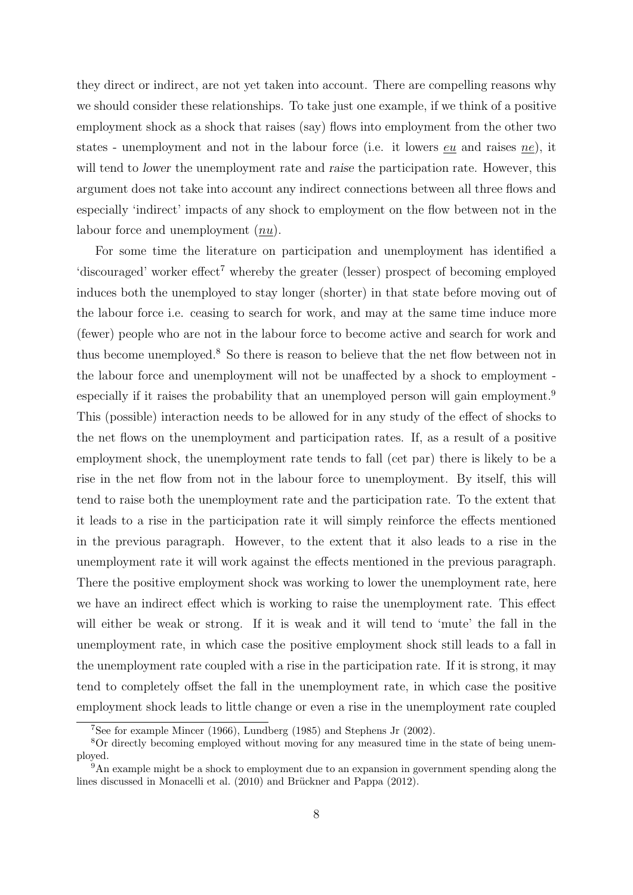they direct or indirect, are not yet taken into account. There are compelling reasons why we should consider these relationships. To take just one example, if we think of a positive employment shock as a shock that raises (say) flows into employment from the other two states - unemployment and not in the labour force (i.e. it lowers $\underline{eu}$ and raises $\underline{ne}$), it will tend to *lower* the unemployment rate and *raise* the participation rate. However, this argument does not take into account any indirect connections between all three flows and especially 'indirect' impacts of any shock to employment on the flow between not in the labour force and unemployment ($\underline{nu}$).

For some time the literature on participation and unemployment has identified a 'discouraged' worker effect[7] whereby the greater (lesser) prospect of becoming employed induces both the unemployed to stay longer (shorter) in that state before moving out of the labour force i.e. ceasing to search for work, and may at the same time induce more (fewer) people who are not in the labour force to become active and search for work and thus become unemployed.[8] So there is reason to believe that the net flow between not in the labour force and unemployment will not be unaffected by a shock to employment - especially if it raises the probability that an unemployed person will gain employment.[9] This (possible) interaction needs to be allowed for in any study of the effect of shocks to the net flows on the unemployment and participation rates. If, as a result of a positive employment shock, the unemployment rate tends to fall (cet par) there is likely to be a rise in the net flow from not in the labour force to unemployment. By itself, this will tend to raise both the unemployment rate and the participation rate. To the extent that it leads to a rise in the participation rate it will simply reinforce the effects mentioned in the previous paragraph. However, to the extent that it also leads to a rise in the unemployment rate it will work against the effects mentioned in the previous paragraph. There the positive employment shock was working to lower the unemployment rate, here we have an indirect effect which is working to raise the unemployment rate. This effect will either be weak or strong. If it is weak and it will tend to 'mute' the fall in the unemployment rate, in which case the positive employment shock still leads to a fall in the unemployment rate coupled with a rise in the participation rate. If it is strong, it may tend to completely offset the fall in the unemployment rate, in which case the positive employment shock leads to little change or even a rise in the unemployment rate coupled

[7] See for example Mincer (1966), Lundberg (1985) and Stephens Jr (2002).

[8] Or directly becoming employed without moving for any measured time in the state of being unemployed.

[9] An example might be a shock to employment due to an expansion in government spending along the lines discussed in Monacelli et al. (2010) and Brückner and Pappa (2012).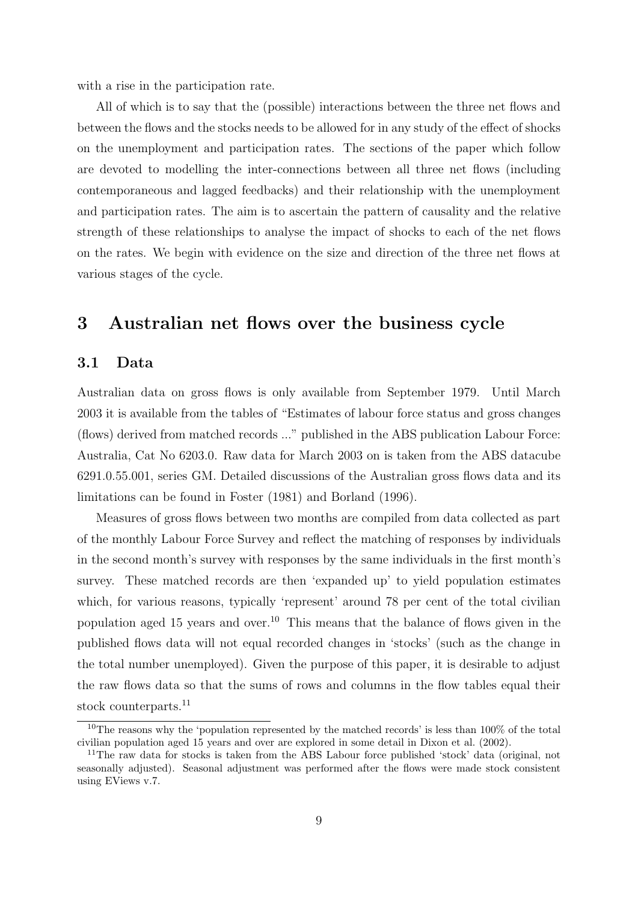with a rise in the participation rate.

All of which is to say that the (possible) interactions between the three net flows and between the flows and the stocks needs to be allowed for in any study of the effect of shocks on the unemployment and participation rates. The sections of the paper which follow are devoted to modelling the inter-connections between all three net flows (including contemporaneous and lagged feedbacks) and their relationship with the unemployment and participation rates. The aim is to ascertain the pattern of causality and the relative strength of these relationships to analyse the impact of shocks to each of the net flows on the rates. We begin with evidence on the size and direction of the three net flows at various stages of the cycle.

# 3 Australian net flows over the business cycle

## 3.1 Data

Australian data on gross flows is only available from September 1979. Until March 2003 it is available from the tables of "Estimates of labour force status and gross changes (flows) derived from matched records ..." published in the ABS publication Labour Force: Australia, Cat No 6203.0. Raw data for March 2003 on is taken from the ABS datacube 6291.0.55.001, series GM. Detailed discussions of the Australian gross flows data and its limitations can be found in Foster (1981) and Borland (1996).

Measures of gross flows between two months are compiled from data collected as part of the monthly Labour Force Survey and reflect the matching of responses by individuals in the second month's survey with responses by the same individuals in the first month's survey. These matched records are then 'expanded up' to yield population estimates which, for various reasons, typically 'represent' around 78 per cent of the total civilian population aged 15 years and over.[10] This means that the balance of flows given in the published flows data will not equal recorded changes in 'stocks' (such as the change in the total number unemployed). Given the purpose of this paper, it is desirable to adjust the raw flows data so that the sums of rows and columns in the flow tables equal their stock counterparts.[11]

[10] The reasons why the 'population represented by the matched records' is less than 100% of the total civilian population aged 15 years and over are explored in some detail in Dixon et al. (2002).

[11] The raw data for stocks is taken from the ABS Labour force published 'stock' data (original, not seasonally adjusted). Seasonal adjustment was performed after the flows were made stock consistent using EViews v.7.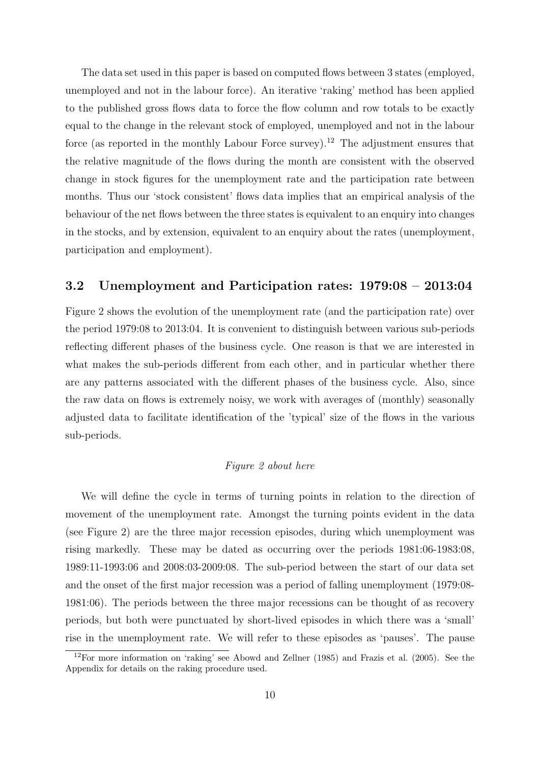The data set used in this paper is based on computed flows between 3 states (employed, unemployed and not in the labour force). An iterative 'raking' method has been applied to the published gross flows data to force the flow column and row totals to be exactly equal to the change in the relevant stock of employed, unemployed and not in the labour force (as reported in the monthly Labour Force survey).[12] The adjustment ensures that the relative magnitude of the flows during the month are consistent with the observed change in stock figures for the unemployment rate and the participation rate between months. Thus our 'stock consistent' flows data implies that an empirical analysis of the behaviour of the net flows between the three states is equivalent to an enquiry into changes in the stocks, and by extension, equivalent to an enquiry about the rates (unemployment, participation and employment).

### 3.2 Unemployment and Participation rates: 1979:08 – 2013:04

Figure 2 shows the evolution of the unemployment rate (and the participation rate) over the period 1979:08 to 2013:04. It is convenient to distinguish between various sub-periods reflecting different phases of the business cycle. One reason is that we are interested in what makes the sub-periods different from each other, and in particular whether there are any patterns associated with the different phases of the business cycle. Also, since the raw data on flows is extremely noisy, we work with averages of (monthly) seasonally adjusted data to facilitate identification of the 'typical' size of the flows in the various sub-periods.

*Figure 2 about here*

We will define the cycle in terms of turning points in relation to the direction of movement of the unemployment rate. Amongst the turning points evident in the data (see Figure 2) are the three major recession episodes, during which unemployment was rising markedly. These may be dated as occurring over the periods 1981:06-1983:08, 1989:11-1993:06 and 2008:03-2009:08. The sub-period between the start of our data set and the onset of the first major recession was a period of falling unemployment (1979:08-1981:06). The periods between the three major recessions can be thought of as recovery periods, but both were punctuated by short-lived episodes in which there was a 'small' rise in the unemployment rate. We will refer to these episodes as 'pauses'. The pause

[12] For more information on 'raking' see Abowd and Zellner (1985) and Frazis et al. (2005). See the Appendix for details on the raking procedure used.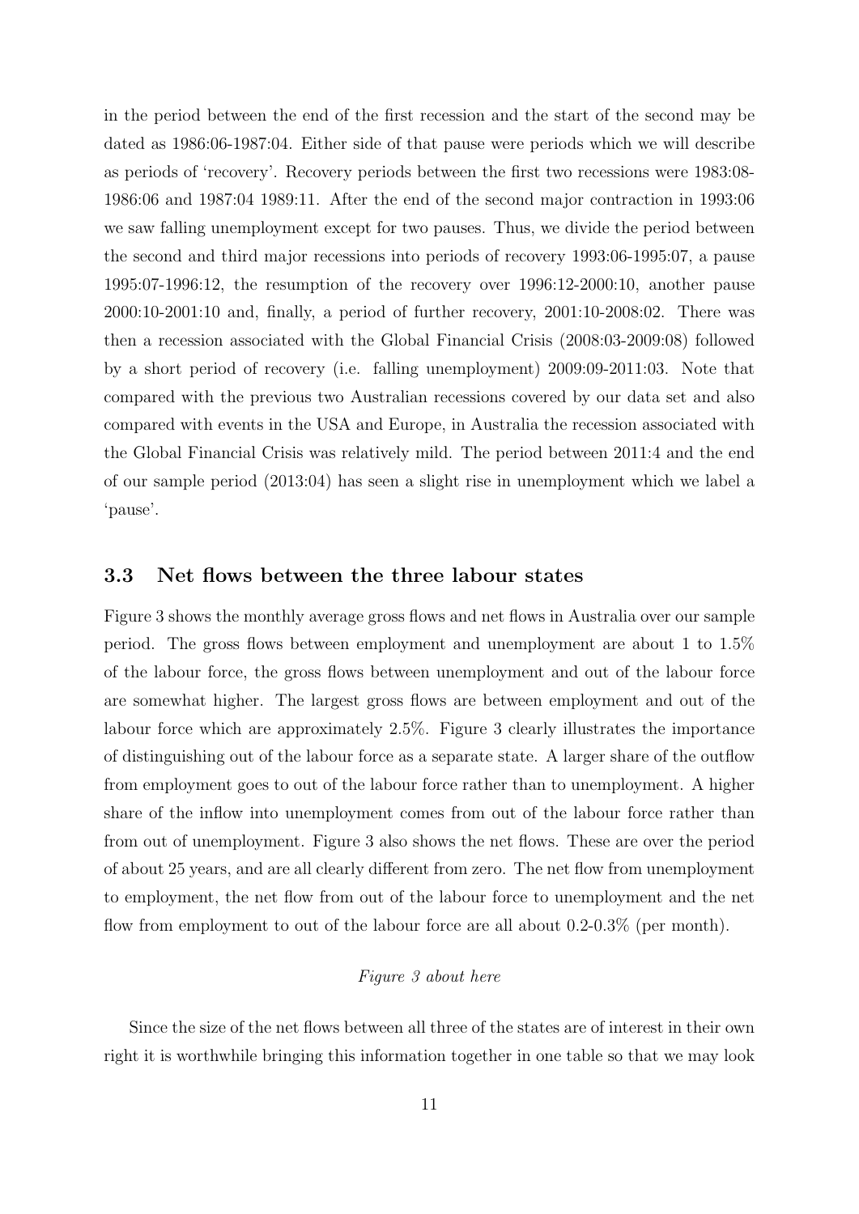in the period between the end of the first recession and the start of the second may be dated as 1986:06-1987:04. Either side of that pause were periods which we will describe as periods of 'recovery'. Recovery periods between the first two recessions were 1983:08-1986:06 and 1987:04 1989:11. After the end of the second major contraction in 1993:06 we saw falling unemployment except for two pauses. Thus, we divide the period between the second and third major recessions into periods of recovery 1993:06-1995:07, a pause 1995:07-1996:12, the resumption of the recovery over 1996:12-2000:10, another pause 2000:10-2001:10 and, finally, a period of further recovery, 2001:10-2008:02. There was then a recession associated with the Global Financial Crisis (2008:03-2009:08) followed by a short period of recovery (i.e. falling unemployment) 2009:09-2011:03. Note that compared with the previous two Australian recessions covered by our data set and also compared with events in the USA and Europe, in Australia the recession associated with the Global Financial Crisis was relatively mild. The period between 2011:4 and the end of our sample period (2013:04) has seen a slight rise in unemployment which we label a 'pause'.

### 3.3 Net flows between the three labour states

Figure 3 shows the monthly average gross flows and net flows in Australia over our sample period. The gross flows between employment and unemployment are about 1 to 1.5% of the labour force, the gross flows between unemployment and out of the labour force are somewhat higher. The largest gross flows are between employment and out of the labour force which are approximately 2.5%. Figure 3 clearly illustrates the importance of distinguishing out of the labour force as a separate state. A larger share of the outflow from employment goes to out of the labour force rather than to unemployment. A higher share of the inflow into unemployment comes from out of the labour force rather than from out of unemployment. Figure 3 also shows the net flows. These are over the period of about 25 years, and are all clearly different from zero. The net flow from unemployment to employment, the net flow from out of the labour force to unemployment and the net flow from employment to out of the labour force are all about 0.2-0.3% (per month).

*Figure 3 about here*

Since the size of the net flows between all three of the states are of interest in their own right it is worthwhile bringing this information together in one table so that we may look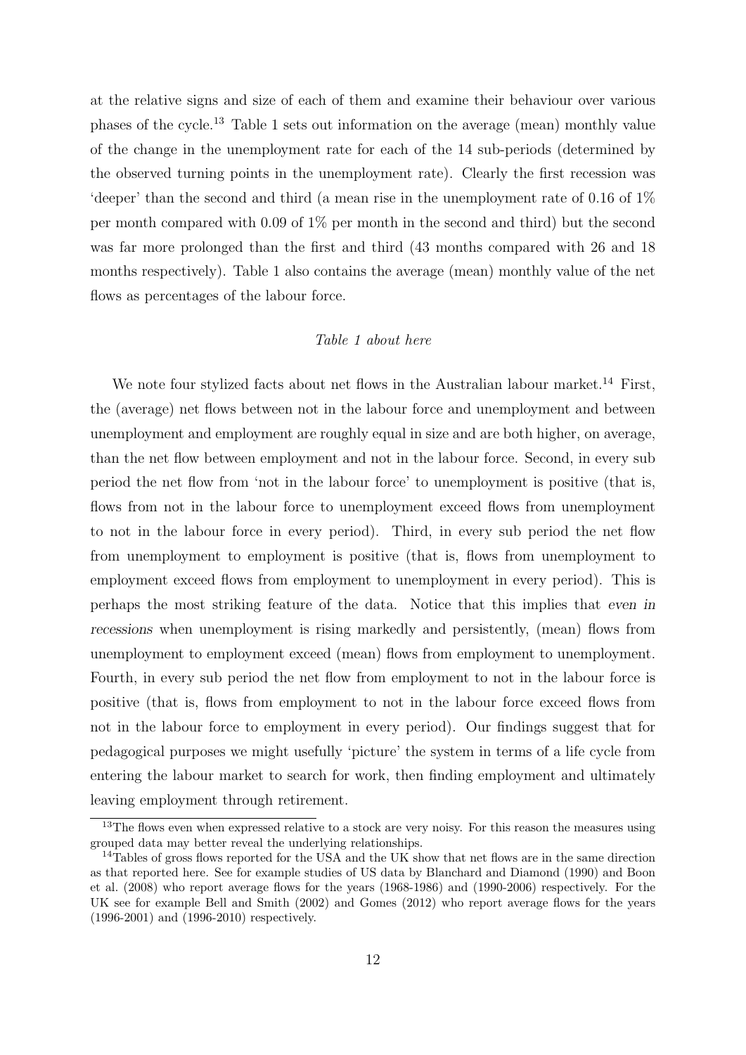at the relative signs and size of each of them and examine their behaviour over various phases of the cycle.[13] Table 1 sets out information on the average (mean) monthly value of the change in the unemployment rate for each of the 14 sub-periods (determined by the observed turning points in the unemployment rate). Clearly the first recession was 'deeper' than the second and third (a mean rise in the unemployment rate of 0.16 of 1% per month compared with 0.09 of 1% per month in the second and third) but the second was far more prolonged than the first and third (43 months compared with 26 and 18 months respectively). Table 1 also contains the average (mean) monthly value of the net flows as percentages of the labour force.

*Table 1 about here*

We note four stylized facts about net flows in the Australian labour market.[14] First, the (average) net flows between not in the labour force and unemployment and between unemployment and employment are roughly equal in size and are both higher, on average, than the net flow between employment and not in the labour force. Second, in every sub period the net flow from 'not in the labour force' to unemployment is positive (that is, flows from not in the labour force to unemployment exceed flows from unemployment to not in the labour force in every period). Third, in every sub period the net flow from unemployment to employment is positive (that is, flows from unemployment to employment exceed flows from employment to unemployment in every period). This is perhaps the most striking feature of the data. Notice that this implies that *even in recessions* when unemployment is rising markedly and persistently, (mean) flows from unemployment to employment exceed (mean) flows from employment to unemployment. Fourth, in every sub period the net flow from employment to not in the labour force is positive (that is, flows from employment to not in the labour force exceed flows from not in the labour force to employment in every period). Our findings suggest that for pedagogical purposes we might usefully 'picture' the system in terms of a life cycle from entering the labour market to search for work, then finding employment and ultimately leaving employment through retirement.

[13] The flows even when expressed relative to a stock are very noisy. For this reason the measures using grouped data may better reveal the underlying relationships.

[14] Tables of gross flows reported for the USA and the UK show that net flows are in the same direction as that reported here. See for example studies of US data by Blanchard and Diamond (1990) and Boon et al. (2008) who report average flows for the years (1968-1986) and (1990-2006) respectively. For the UK see for example Bell and Smith (2002) and Gomes (2012) who report average flows for the years (1996-2001) and (1996-2010) respectively.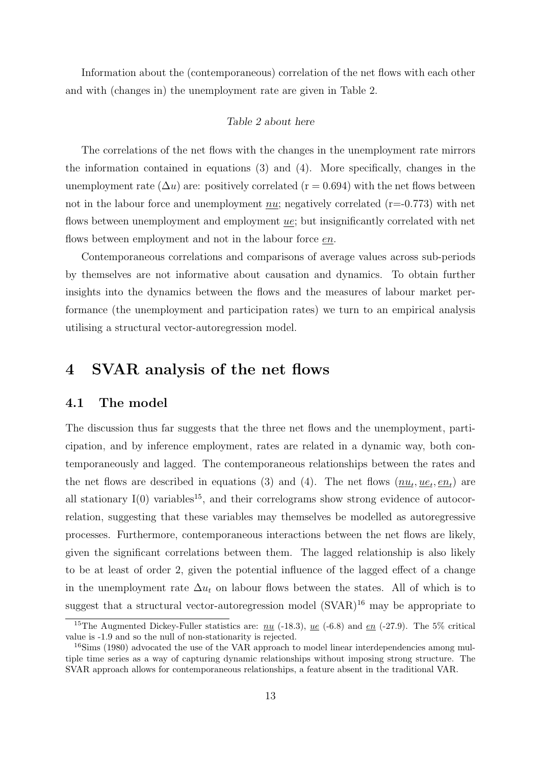Information about the (contemporaneous) correlation of the net flows with each other and with (changes in) the unemployment rate are given in Table 2.

*Table 2 about here*

The correlations of the net flows with the changes in the unemployment rate mirrors the information contained in equations (3) and (4). More specifically, changes in the unemployment rate ($\Delta u$) are: positively correlated (r = 0.694) with the net flows between not in the labour force and unemployment $\underline{nu}$; negatively correlated (r=-0.773) with net flows between unemployment and employment $\underline{ue}$; but insignificantly correlated with net flows between employment and not in the labour force $\underline{en}$.

Contemporaneous correlations and comparisons of average values across sub-periods by themselves are not informative about causation and dynamics. To obtain further insights into the dynamics between the flows and the measures of labour market performance (the unemployment and participation rates) we turn to an empirical analysis utilising a structural vector-autoregression model.

# 4 SVAR analysis of the net flows

## 4.1 The model

The discussion thus far suggests that the three net flows and the unemployment, participation, and by inference employment, rates are related in a dynamic way, both contemporaneously and lagged. The contemporaneous relationships between the rates and the net flows are described in equations (3) and (4). The net flows ($\underline{nu}_t, \underline{ue}_t, \underline{en}_t$) are all stationary I(0) variables[15], and their correlograms show strong evidence of autocorrelation, suggesting that these variables may themselves be modelled as autoregressive processes. Furthermore, contemporaneous interactions between the net flows are likely, given the significant correlations between them. The lagged relationship is also likely to be at least of order 2, given the potential influence of the lagged effect of a change in the unemployment rate $\Delta u_t$ on labour flows between the states. All of which is to suggest that a structural vector-autoregression model (SVAR)[16] may be appropriate to

[15] The Augmented Dickey-Fuller statistics are: $\underline{nu}$ (-18.3), $\underline{ue}$ (-6.8) and $\underline{en}$ (-27.9). The 5% critical value is -1.9 and so the null of non-stationarity is rejected.

[16] Sims (1980) advocated the use of the VAR approach to model linear interdependencies among multiple time series as a way of capturing dynamic relationships without imposing strong structure. The SVAR approach allows for contemporaneous relationships, a feature absent in the traditional VAR.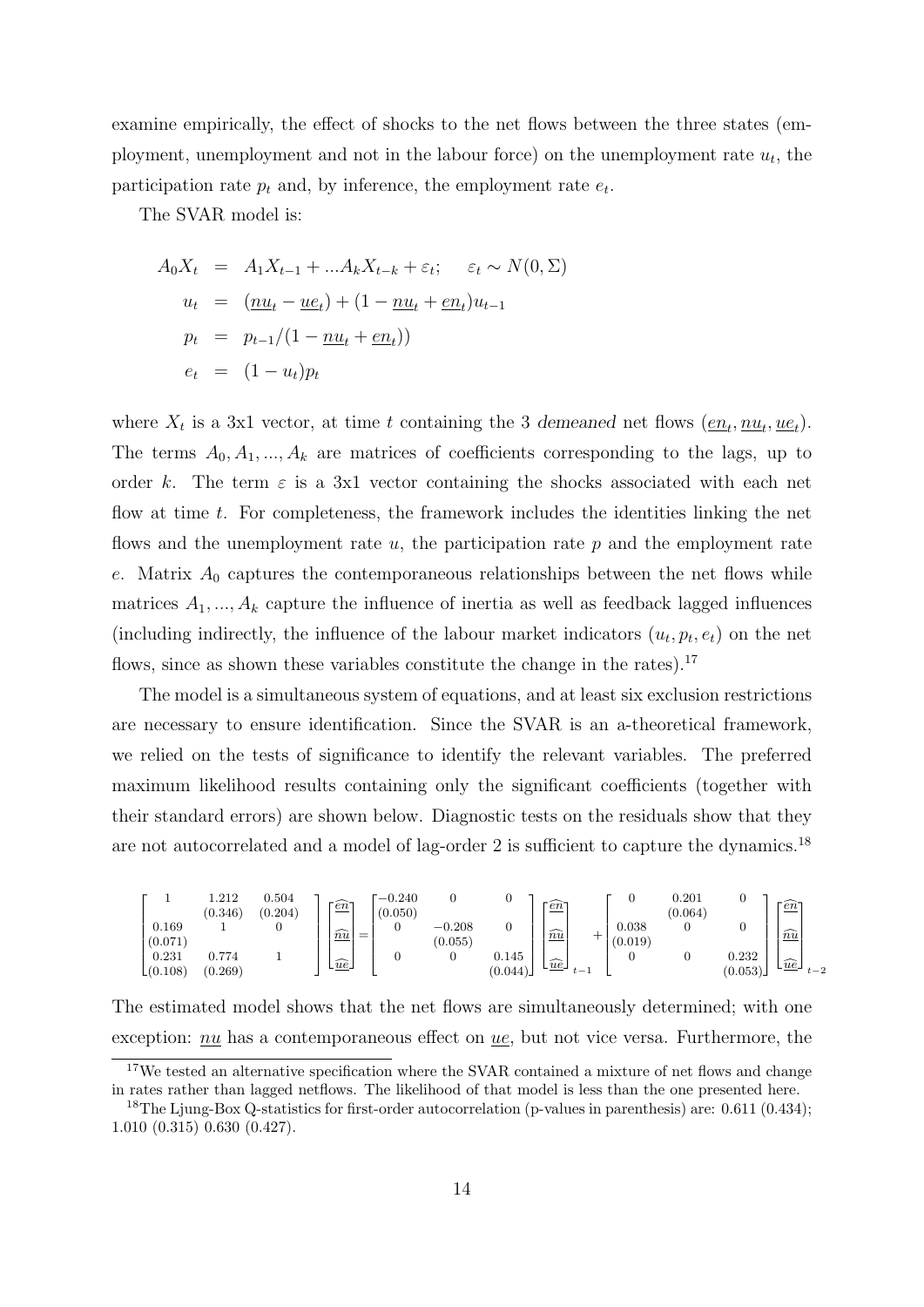examine empirically, the effect of shocks to the net flows between the three states (employment, unemployment and not in the labour force) on the unemployment rate $u_t$, the participation rate $p_t$ and, by inference, the employment rate $e_t$.

The SVAR model is:

$$
\begin{aligned}
A_0 X_t &= A_1 X_{t-1} + ... A_k X_{t-k} + \varepsilon_t; \quad \varepsilon_t \sim N(0, \Sigma) \\
u_t &= (\underline{nu}_t - \underline{ue}_t) + (1 - \underline{nu}_t + \underline{en}_t) u_{t-1} \\
p_t &= p_{t-1} / (1 - \underline{nu}_t + \underline{en}_t)) \\
e_t &= (1 - u_t) p_t
\end{aligned}
$$

where $X_t$ is a 3x1 vector, at time $t$ containing the 3 *demeaned* net flows $(\underline{en}_t, \underline{nu}_t, \underline{ue}_t)$. The terms $A_0, A_1, ..., A_k$ are matrices of coefficients corresponding to the lags, up to order $k$. The term $\varepsilon$ is a 3x1 vector containing the shocks associated with each net flow at time $t$. For completeness, the framework includes the identities linking the net flows and the unemployment rate $u$, the participation rate $p$ and the employment rate $e$. Matrix $A_0$ captures the contemporaneous relationships between the net flows while matrices $A_1, ..., A_k$ capture the influence of inertia as well as feedback lagged influences (including indirectly, the influence of the labour market indicators $(u_t, p_t, e_t)$ on the net flows, since as shown these variables constitute the change in the rates).[17]

The model is a simultaneous system of equations, and at least six exclusion restrictions are necessary to ensure identification. Since the SVAR is an a-theoretical framework, we relied on the tests of significance to identify the relevant variables. The preferred maximum likelihood results containing only the significant coefficients (together with their standard errors) are shown below. Diagnostic tests on the residuals show that they are not autocorrelated and a model of lag-order 2 is sufficient to capture the dynamics.[18]

$$
\begin{bmatrix} 1 & \underset{(0.346)}{1.212} & \underset{(0.204)}{0.504} \\ \underset{(0.071)}{0.169} & 1 & 0 \\ \underset{(0.108)}{0.231} & \underset{(0.269)}{0.774} & 1 \end{bmatrix}
\begin{bmatrix} \widehat{\underline{en}} \\ \widehat{\underline{nu}} \\ \widehat{\underline{ue}} \end{bmatrix}
=
\begin{bmatrix} \underset{(0.050)}{-0.240} & 0 & 0 \\ 0 & \underset{(0.055)}{-0.208} & 0 \\ 0 & 0 & \underset{(0.044)}{0.145} \end{bmatrix}
\begin{bmatrix} \widehat{\underline{en}} \\ \widehat{\underline{nu}} \\ \widehat{\underline{ue}} \end{bmatrix}_{t-1}
+
\begin{bmatrix} 0 & \underset{(0.064)}{0.201} & 0 \\ \underset{(0.019)}{0.038} & 0 & 0 \\ 0 & 0 & \underset{(0.053)}{0.232} \end{bmatrix}
\begin{bmatrix} \widehat{\underline{en}} \\ \widehat{\underline{nu}} \\ \widehat{\underline{ue}} \end{bmatrix}_{t-2}
$$

The estimated model shows that the net flows are simultaneously determined; with one exception: $\underline{nu}$ has a contemporaneous effect on $\underline{ue}$, but not vice versa. Furthermore, the

[17] We tested an alternative specification where the SVAR contained a mixture of net flows and change in rates rather than lagged netflows. The likelihood of that model is less than the one presented here.

[18] The Ljung-Box Q-statistics for first-order autocorrelation (p-values in parenthesis) are: 0.611 (0.434); 1.010 (0.315) 0.630 (0.427).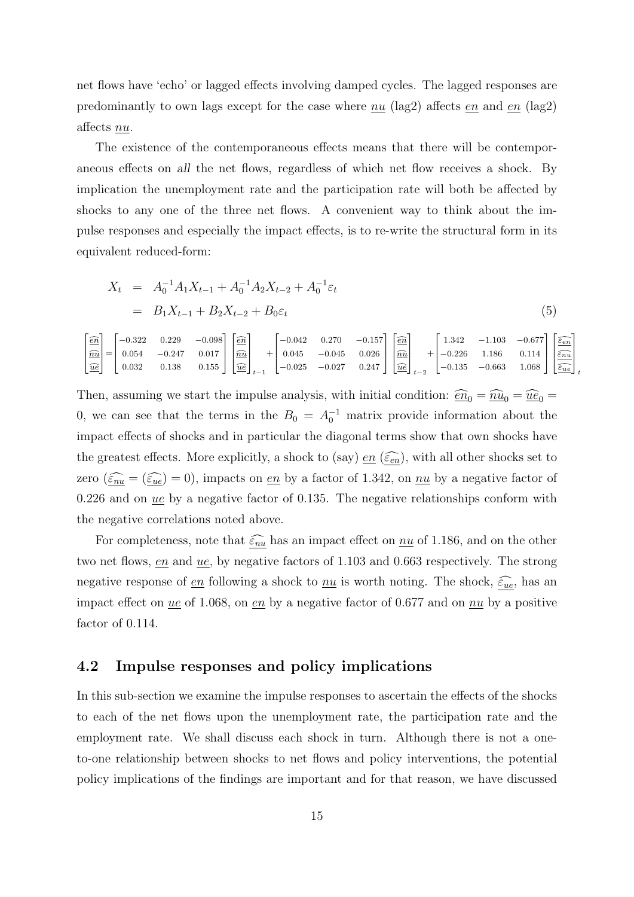net flows have 'echo' or lagged effects involving damped cycles. The lagged responses are predominantly to own lags except for the case where $\underline{nu}$ (lag2) affects $\underline{en}$ and $\underline{en}$ (lag2) affects $\underline{nu}$.

The existence of the contemporaneous effects means that there will be contemporaneous effects on *all* the net flows, regardless of which net flow receives a shock. By implication the unemployment rate and the participation rate will both be affected by shocks to any one of the three net flows. A convenient way to think about the impulse responses and especially the impact effects, is to re-write the structural form in its equivalent reduced-form:

$$
\begin{aligned}
X_t &= A_0^{-1}A_1X_{t-1} + A_0^{-1}A_2X_{t-2} + A_0^{-1}\varepsilon_t \\
&= B_1X_{t-1} + B_2X_{t-2} + B_0\varepsilon_t
\end{aligned}
\tag{5}
$$

$$
\begin{bmatrix} \widehat{\underline{en}} \\ \widehat{\underline{nu}} \\ \widehat{\underline{ue}} \end{bmatrix} = \begin{bmatrix} -0.322 & 0.229 & -0.098 \\ 0.054 & -0.247 & 0.017 \\ 0.032 & 0.138 & 0.155 \end{bmatrix} \begin{bmatrix} \widehat{\underline{en}} \\ \widehat{\underline{nu}} \\ \widehat{\underline{ue}} \end{bmatrix}_{t-1} + \begin{bmatrix} -0.042 & 0.270 & -0.157 \\ 0.045 & -0.045 & 0.026 \\ -0.025 & -0.027 & 0.247 \end{bmatrix} \begin{bmatrix} \widehat{\underline{en}} \\ \widehat{\underline{nu}} \\ \widehat{\underline{ue}} \end{bmatrix}_{t-2} + \begin{bmatrix} 1.342 & -1.103 & -0.677 \\ -0.226 & 1.186 & 0.114 \\ -0.135 & -0.663 & 1.068 \end{bmatrix} \begin{bmatrix} \widehat{\varepsilon_{en}} \\ \widehat{\varepsilon_{nu}} \\ \widehat{\varepsilon_{ue}} \end{bmatrix}_t
$$

Then, assuming we start the impulse analysis, with initial condition: $\widehat{\underline{en}}_0 = \widehat{\underline{nu}}_0 = \widehat{\underline{ue}}_0 = 0$, we can see that the terms in the $B_0 = A_0^{-1}$ matrix provide information about the impact effects of shocks and in particular the diagonal terms show that own shocks have the greatest effects. More explicitly, a shock to (say) $\underline{en}$ ($\widehat{\varepsilon_{en}}$), with all other shocks set to zero ($\widehat{\varepsilon_{nu}} = (\widehat{\varepsilon_{ue}}) = 0$), impacts on $\underline{en}$ by a factor of 1.342, on $\underline{nu}$ by a negative factor of 0.226 and on $\underline{ue}$ by a negative factor of 0.135. The negative relationships conform with the negative correlations noted above.

For completeness, note that $\widehat{\varepsilon_{nu}}$ has an impact effect on $\underline{nu}$ of 1.186, and on the other two net flows, $\underline{en}$ and $\underline{ue}$, by negative factors of 1.103 and 0.663 respectively. The strong negative response of $\underline{en}$ following a shock to $\underline{nu}$ is worth noting. The shock, $\widehat{\varepsilon_{ue}}$, has an impact effect on $\underline{ue}$ of 1.068, on $\underline{en}$ by a negative factor of 0.677 and on $\underline{nu}$ by a positive factor of 0.114.

## 4.2 Impulse responses and policy implications

In this sub-section we examine the impulse responses to ascertain the effects of the shocks to each of the net flows upon the unemployment rate, the participation rate and the employment rate. We shall discuss each shock in turn. Although there is not a one-to-one relationship between shocks to net flows and policy interventions, the potential policy implications of the findings are important and for that reason, we have discussed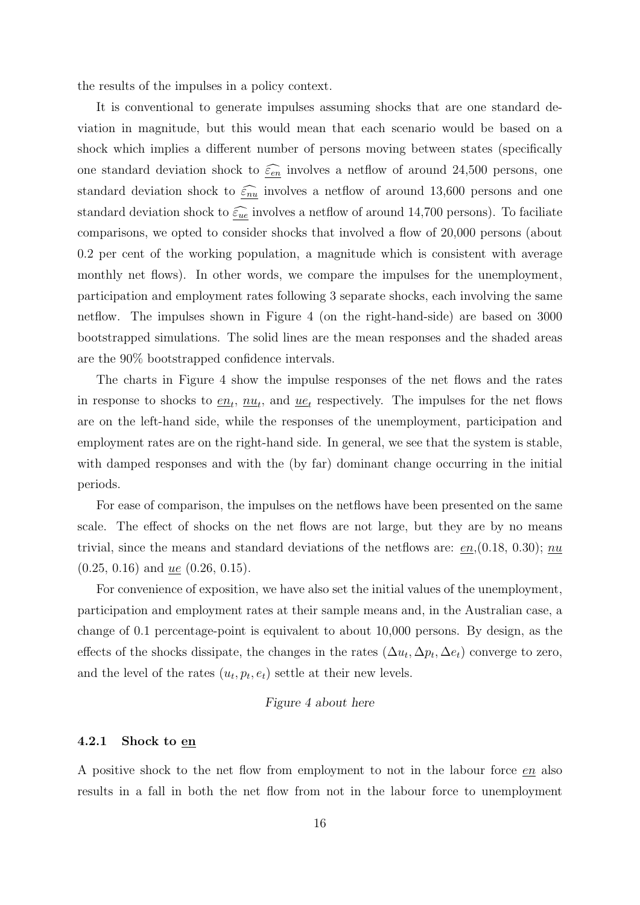the results of the impulses in a policy context.

It is conventional to generate impulses assuming shocks that are one standard deviation in magnitude, but this would mean that each scenario would be based on a shock which implies a different number of persons moving between states (specifically one standard deviation shock to $\widehat{\varepsilon_{\underline{en}}}$ involves a netflow of around 24,500 persons, one standard deviation shock to $\widehat{\varepsilon_{\underline{nu}}}$ involves a netflow of around 13,600 persons and one standard deviation shock to $\widehat{\varepsilon_{\underline{ue}}}$ involves a netflow of around 14,700 persons). To faciliate comparisons, we opted to consider shocks that involved a flow of 20,000 persons (about 0.2 per cent of the working population, a magnitude which is consistent with average monthly net flows). In other words, we compare the impulses for the unemployment, participation and employment rates following 3 separate shocks, each involving the same netflow. The impulses shown in Figure 4 (on the right-hand-side) are based on 3000 bootstrapped simulations. The solid lines are the mean responses and the shaded areas are the 90% bootstrapped confidence intervals.

The charts in Figure 4 show the impulse responses of the net flows and the rates in response to shocks to $\underline{en}_t$, $\underline{nu}_t$, and $\underline{ue}_t$ respectively. The impulses for the net flows are on the left-hand side, while the responses of the unemployment, participation and employment rates are on the right-hand side. In general, we see that the system is stable, with damped responses and with the (by far) dominant change occurring in the initial periods.

For ease of comparison, the impulses on the netflows have been presented on the same scale. The effect of shocks on the net flows are not large, but they are by no means trivial, since the means and standard deviations of the netflows are: $\underline{en}$,(0.18, 0.30); $\underline{nu}$ (0.25, 0.16) and $\underline{ue}$ (0.26, 0.15).

For convenience of exposition, we have also set the initial values of the unemployment, participation and employment rates at their sample means and, in the Australian case, a change of 0.1 percentage-point is equivalent to about 10,000 persons. By design, as the effects of the shocks dissipate, the changes in the rates $(\Delta u_t, \Delta p_t, \Delta e_t)$ converge to zero, and the level of the rates $(u_t, p_t, e_t)$ settle at their new levels.

*Figure 4 about here*

#### 4.2.1 Shock to $\underline{en}$

A positive shock to the net flow from employment to not in the labour force $\underline{en}$ also results in a fall in both the net flow from not in the labour force to unemployment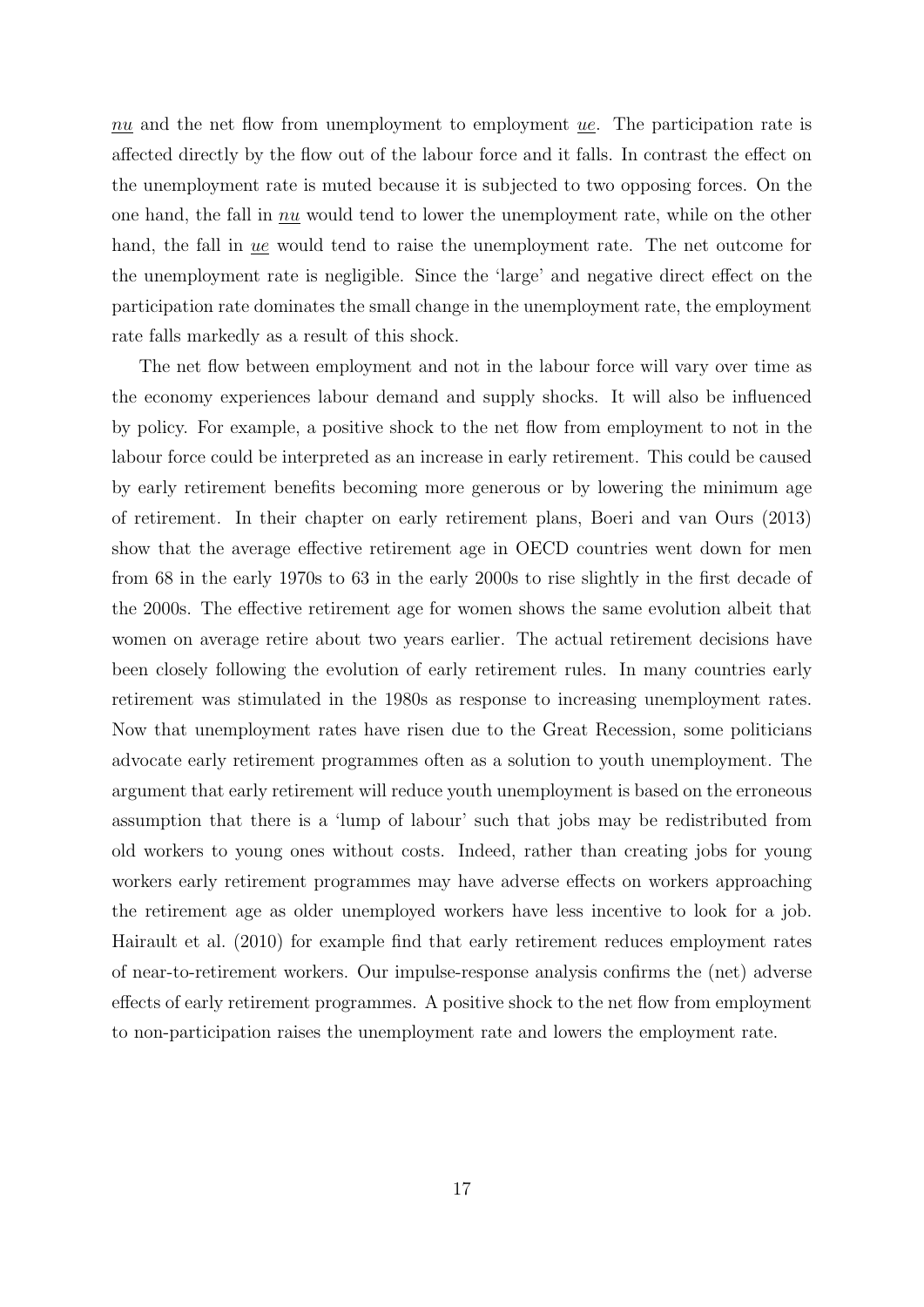$\underline{nu}$ and the net flow from unemployment to employment $\underline{ue}$. The participation rate is affected directly by the flow out of the labour force and it falls. In contrast the effect on the unemployment rate is muted because it is subjected to two opposing forces. On the one hand, the fall in $\underline{nu}$ would tend to lower the unemployment rate, while on the other hand, the fall in $\underline{ue}$ would tend to raise the unemployment rate. The net outcome for the unemployment rate is negligible. Since the 'large' and negative direct effect on the participation rate dominates the small change in the unemployment rate, the employment rate falls markedly as a result of this shock.

The net flow between employment and not in the labour force will vary over time as the economy experiences labour demand and supply shocks. It will also be influenced by policy. For example, a positive shock to the net flow from employment to not in the labour force could be interpreted as an increase in early retirement. This could be caused by early retirement benefits becoming more generous or by lowering the minimum age of retirement. In their chapter on early retirement plans, Boeri and van Ours (2013) show that the average effective retirement age in OECD countries went down for men from 68 in the early 1970s to 63 in the early 2000s to rise slightly in the first decade of the 2000s. The effective retirement age for women shows the same evolution albeit that women on average retire about two years earlier. The actual retirement decisions have been closely following the evolution of early retirement rules. In many countries early retirement was stimulated in the 1980s as response to increasing unemployment rates. Now that unemployment rates have risen due to the Great Recession, some politicians advocate early retirement programmes often as a solution to youth unemployment. The argument that early retirement will reduce youth unemployment is based on the erroneous assumption that there is a 'lump of labour' such that jobs may be redistributed from old workers to young ones without costs. Indeed, rather than creating jobs for young workers early retirement programmes may have adverse effects on workers approaching the retirement age as older unemployed workers have less incentive to look for a job. Hairault et al. (2010) for example find that early retirement reduces employment rates of near-to-retirement workers. Our impulse-response analysis confirms the (net) adverse effects of early retirement programmes. A positive shock to the net flow from employment to non-participation raises the unemployment rate and lowers the employment rate.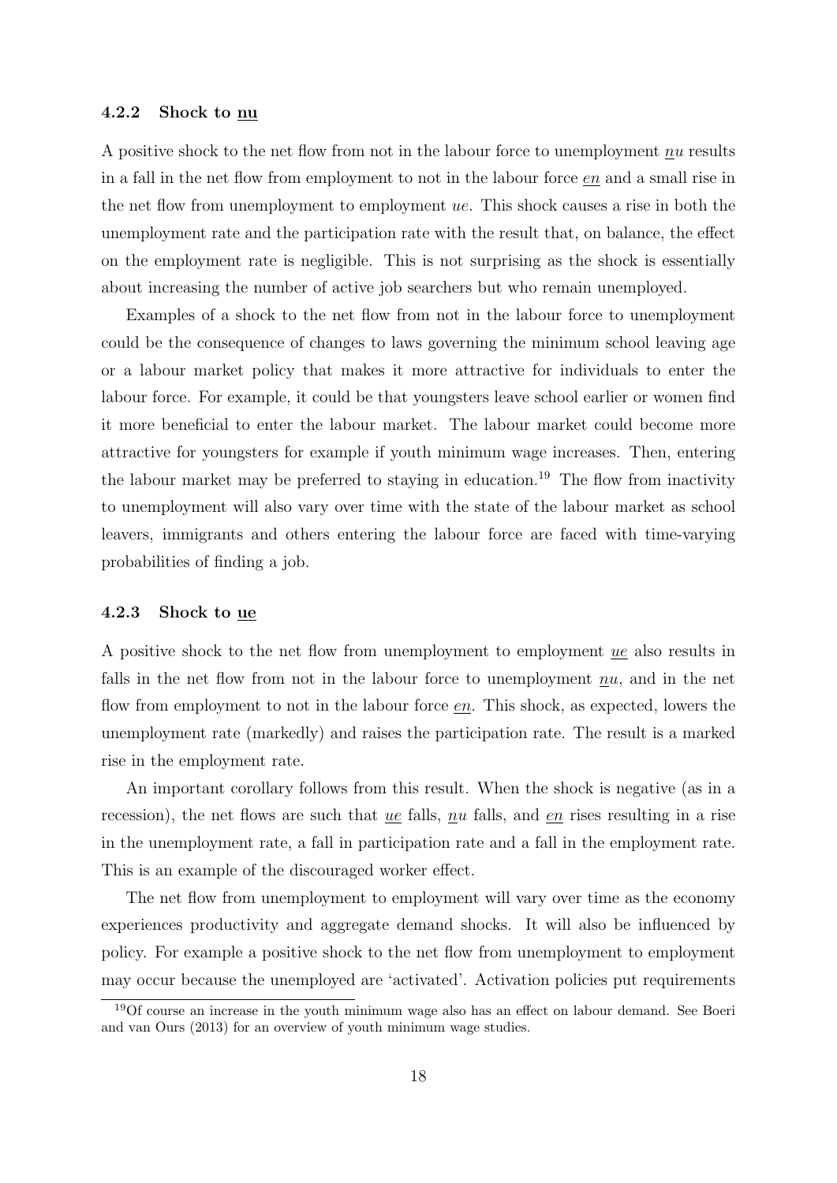#### 4.2.2 Shock to nu

A positive shock to the net flow from not in the labour force to unemployment $\underline{n}u$ results in a fall in the net flow from employment to not in the labour force $\underline{en}$ and a small rise in the net flow from unemployment to employment $ue$. This shock causes a rise in both the unemployment rate and the participation rate with the result that, on balance, the effect on the employment rate is negligible. This is not surprising as the shock is essentially about increasing the number of active job searchers but who remain unemployed.

Examples of a shock to the net flow from not in the labour force to unemployment could be the consequence of changes to laws governing the minimum school leaving age or a labour market policy that makes it more attractive for individuals to enter the labour force. For example, it could be that youngsters leave school earlier or women find it more beneficial to enter the labour market. The labour market could become more attractive for youngsters for example if youth minimum wage increases. Then, entering the labour market may be preferred to staying in education.[19] The flow from inactivity to unemployment will also vary over time with the state of the labour market as school leavers, immigrants and others entering the labour force are faced with time-varying probabilities of finding a job.

#### 4.2.3 Shock to ue

A positive shock to the net flow from unemployment to employment $\underline{ue}$ also results in falls in the net flow from not in the labour force to unemployment $\underline{n}u$, and in the net flow from employment to not in the labour force $\underline{en}$. This shock, as expected, lowers the unemployment rate (markedly) and raises the participation rate. The result is a marked rise in the employment rate.

An important corollary follows from this result. When the shock is negative (as in a recession), the net flows are such that $\underline{ue}$ falls, $\underline{n}u$ falls, and $\underline{en}$ rises resulting in a rise in the unemployment rate, a fall in participation rate and a fall in the employment rate. This is an example of the discouraged worker effect.

The net flow from unemployment to employment will vary over time as the economy experiences productivity and aggregate demand shocks. It will also be influenced by policy. For example a positive shock to the net flow from unemployment to employment may occur because the unemployed are 'activated'. Activation policies put requirements

[19] Of course an increase in the youth minimum wage also has an effect on labour demand. See Boeri and van Ours (2013) for an overview of youth minimum wage studies.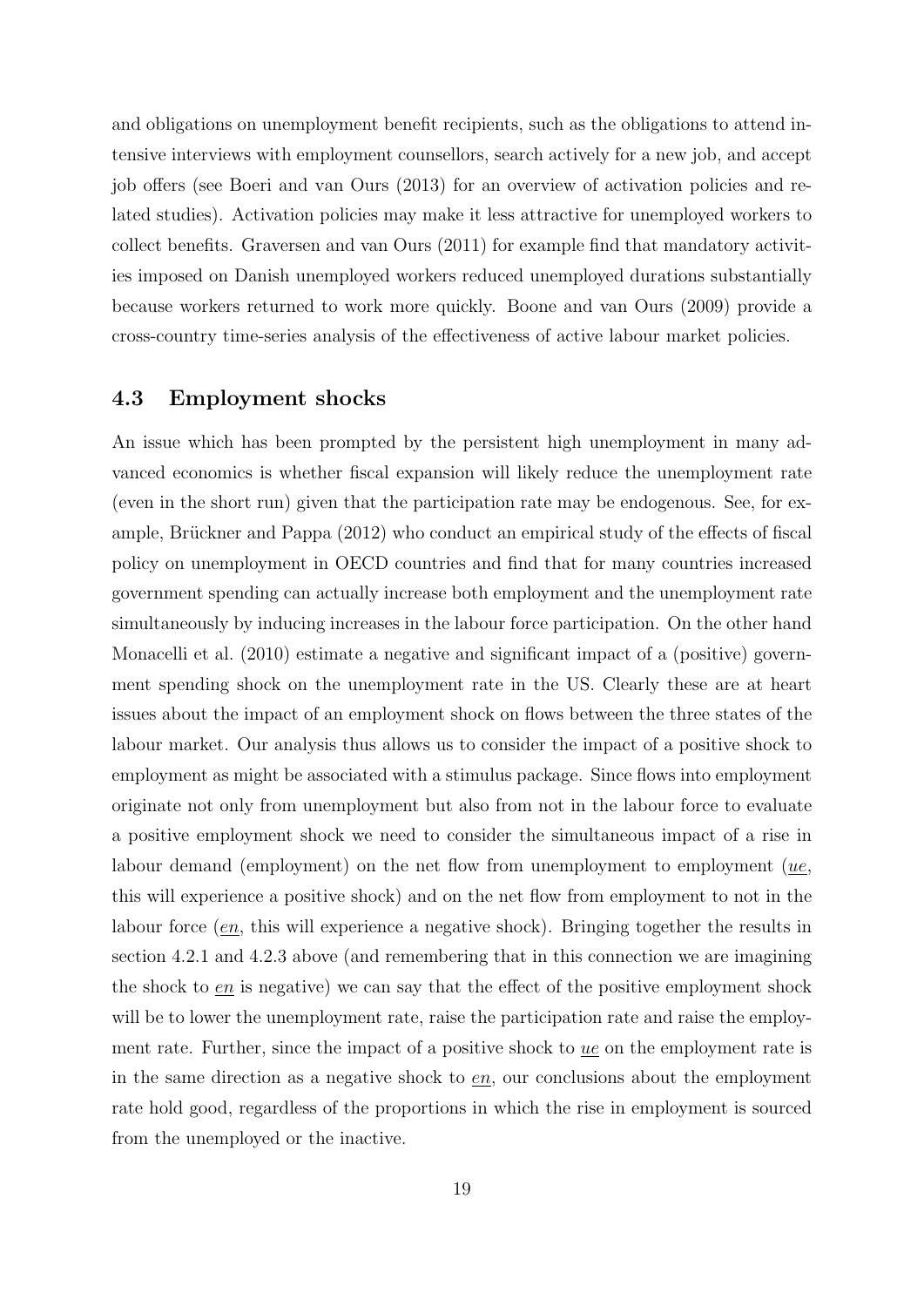and obligations on unemployment benefit recipients, such as the obligations to attend intensive interviews with employment counsellors, search actively for a new job, and accept job offers (see Boeri and van Ours (2013) for an overview of activation policies and related studies). Activation policies may make it less attractive for unemployed workers to collect benefits. Graversen and van Ours (2011) for example find that mandatory activities imposed on Danish unemployed workers reduced unemployed durations substantially because workers returned to work more quickly. Boone and van Ours (2009) provide a cross-country time-series analysis of the effectiveness of active labour market policies.

### 4.3 Employment shocks

An issue which has been prompted by the persistent high unemployment in many advanced economics is whether fiscal expansion will likely reduce the unemployment rate (even in the short run) given that the participation rate may be endogenous. See, for example, Brückner and Pappa (2012) who conduct an empirical study of the effects of fiscal policy on unemployment in OECD countries and find that for many countries increased government spending can actually increase both employment and the unemployment rate simultaneously by inducing increases in the labour force participation. On the other hand Monacelli et al. (2010) estimate a negative and significant impact of a (positive) government spending shock on the unemployment rate in the US. Clearly these are at heart issues about the impact of an employment shock on flows between the three states of the labour market. Our analysis thus allows us to consider the impact of a positive shock to employment as might be associated with a stimulus package. Since flows into employment originate not only from unemployment but also from not in the labour force to evaluate a positive employment shock we need to consider the simultaneous impact of a rise in labour demand (employment) on the net flow from unemployment to employment ($\underline{ue}$, this will experience a positive shock) and on the net flow from employment to not in the labour force ($\underline{en}$, this will experience a negative shock). Bringing together the results in section 4.2.1 and 4.2.3 above (and remembering that in this connection we are imagining the shock to $\underline{en}$ is negative) we can say that the effect of the positive employment shock will be to lower the unemployment rate, raise the participation rate and raise the employment rate. Further, since the impact of a positive shock to $\underline{ue}$ on the employment rate is in the same direction as a negative shock to $\underline{en}$, our conclusions about the employment rate hold good, regardless of the proportions in which the rise in employment is sourced from the unemployed or the inactive.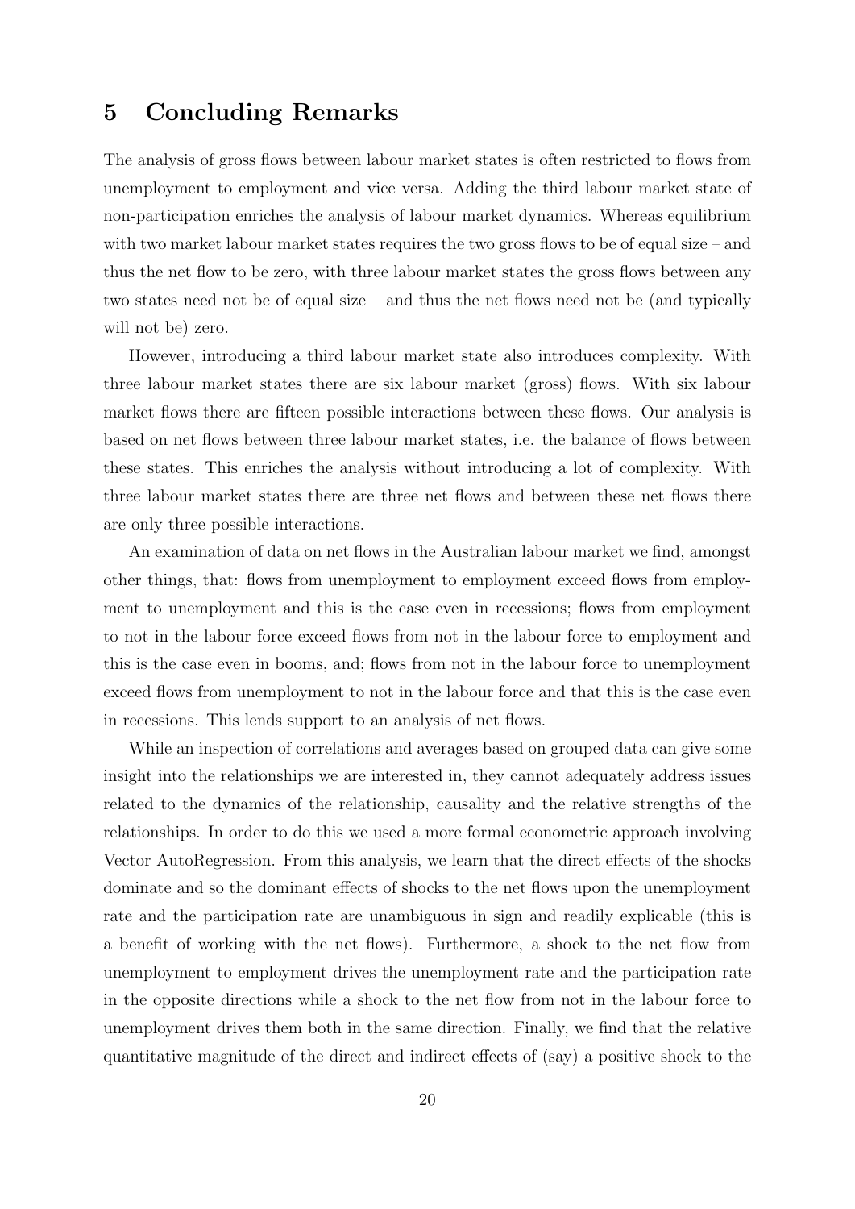## 5 Concluding Remarks

The analysis of gross flows between labour market states is often restricted to flows from unemployment to employment and vice versa. Adding the third labour market state of non-participation enriches the analysis of labour market dynamics. Whereas equilibrium with two market labour market states requires the two gross flows to be of equal size – and thus the net flow to be zero, with three labour market states the gross flows between any two states need not be of equal size – and thus the net flows need not be (and typically will not be) zero.

However, introducing a third labour market state also introduces complexity. With three labour market states there are six labour market (gross) flows. With six labour market flows there are fifteen possible interactions between these flows. Our analysis is based on net flows between three labour market states, i.e. the balance of flows between these states. This enriches the analysis without introducing a lot of complexity. With three labour market states there are three net flows and between these net flows there are only three possible interactions.

An examination of data on net flows in the Australian labour market we find, amongst other things, that: flows from unemployment to employment exceed flows from employment to unemployment and this is the case even in recessions; flows from employment to not in the labour force exceed flows from not in the labour force to employment and this is the case even in booms, and; flows from not in the labour force to unemployment exceed flows from unemployment to not in the labour force and that this is the case even in recessions. This lends support to an analysis of net flows.

While an inspection of correlations and averages based on grouped data can give some insight into the relationships we are interested in, they cannot adequately address issues related to the dynamics of the relationship, causality and the relative strengths of the relationships. In order to do this we used a more formal econometric approach involving Vector AutoRegression. From this analysis, we learn that the direct effects of the shocks dominate and so the dominant effects of shocks to the net flows upon the unemployment rate and the participation rate are unambiguous in sign and readily explicable (this is a benefit of working with the net flows). Furthermore, a shock to the net flow from unemployment to employment drives the unemployment rate and the participation rate in the opposite directions while a shock to the net flow from not in the labour force to unemployment drives them both in the same direction. Finally, we find that the relative quantitative magnitude of the direct and indirect effects of (say) a positive shock to the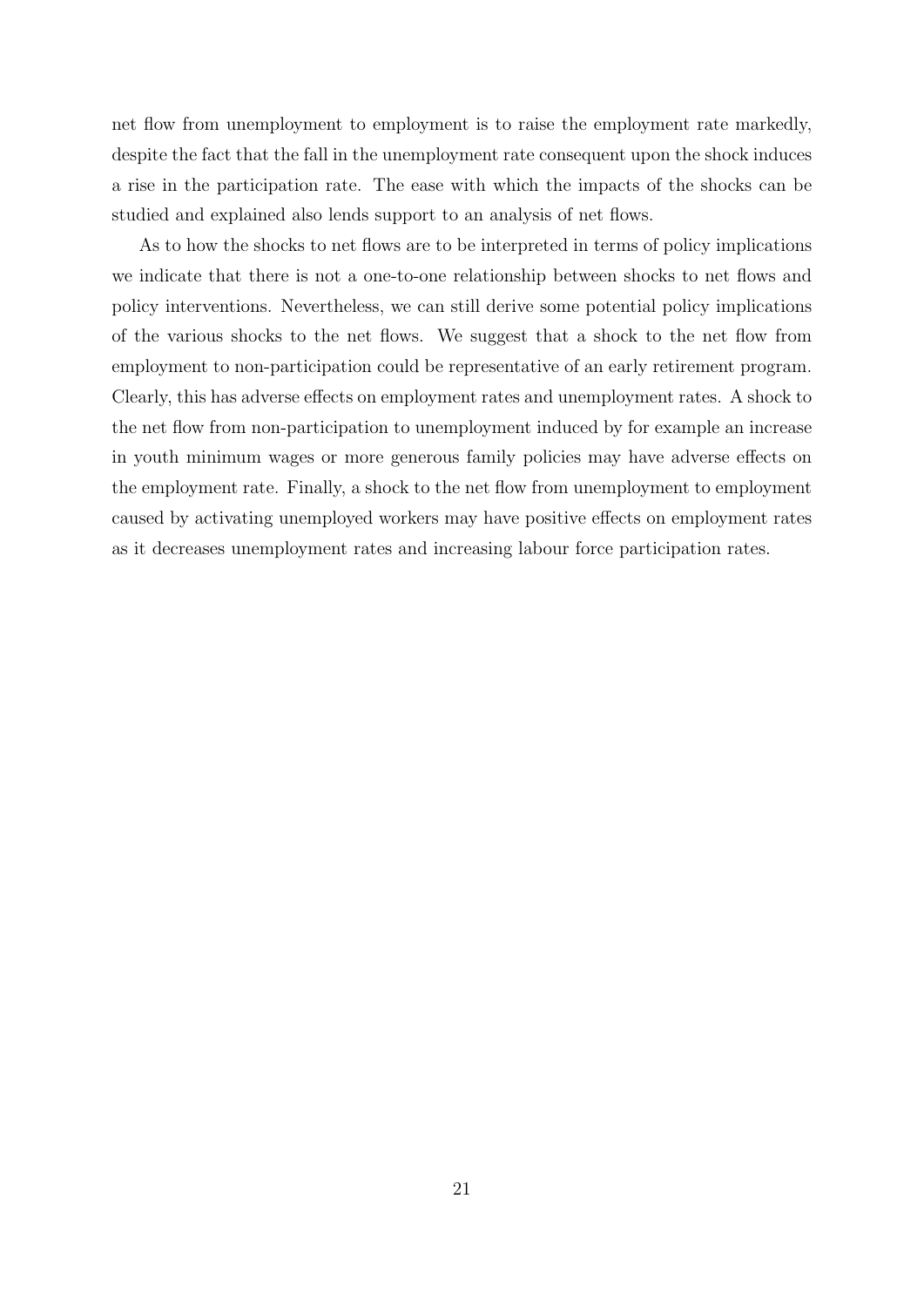net flow from unemployment to employment is to raise the employment rate markedly, despite the fact that the fall in the unemployment rate consequent upon the shock induces a rise in the participation rate. The ease with which the impacts of the shocks can be studied and explained also lends support to an analysis of net flows.

As to how the shocks to net flows are to be interpreted in terms of policy implications we indicate that there is not a one-to-one relationship between shocks to net flows and policy interventions. Nevertheless, we can still derive some potential policy implications of the various shocks to the net flows. We suggest that a shock to the net flow from employment to non-participation could be representative of an early retirement program. Clearly, this has adverse effects on employment rates and unemployment rates. A shock to the net flow from non-participation to unemployment induced by for example an increase in youth minimum wages or more generous family policies may have adverse effects on the employment rate. Finally, a shock to the net flow from unemployment to employment caused by activating unemployed workers may have positive effects on employment rates as it decreases unemployment rates and increasing labour force participation rates.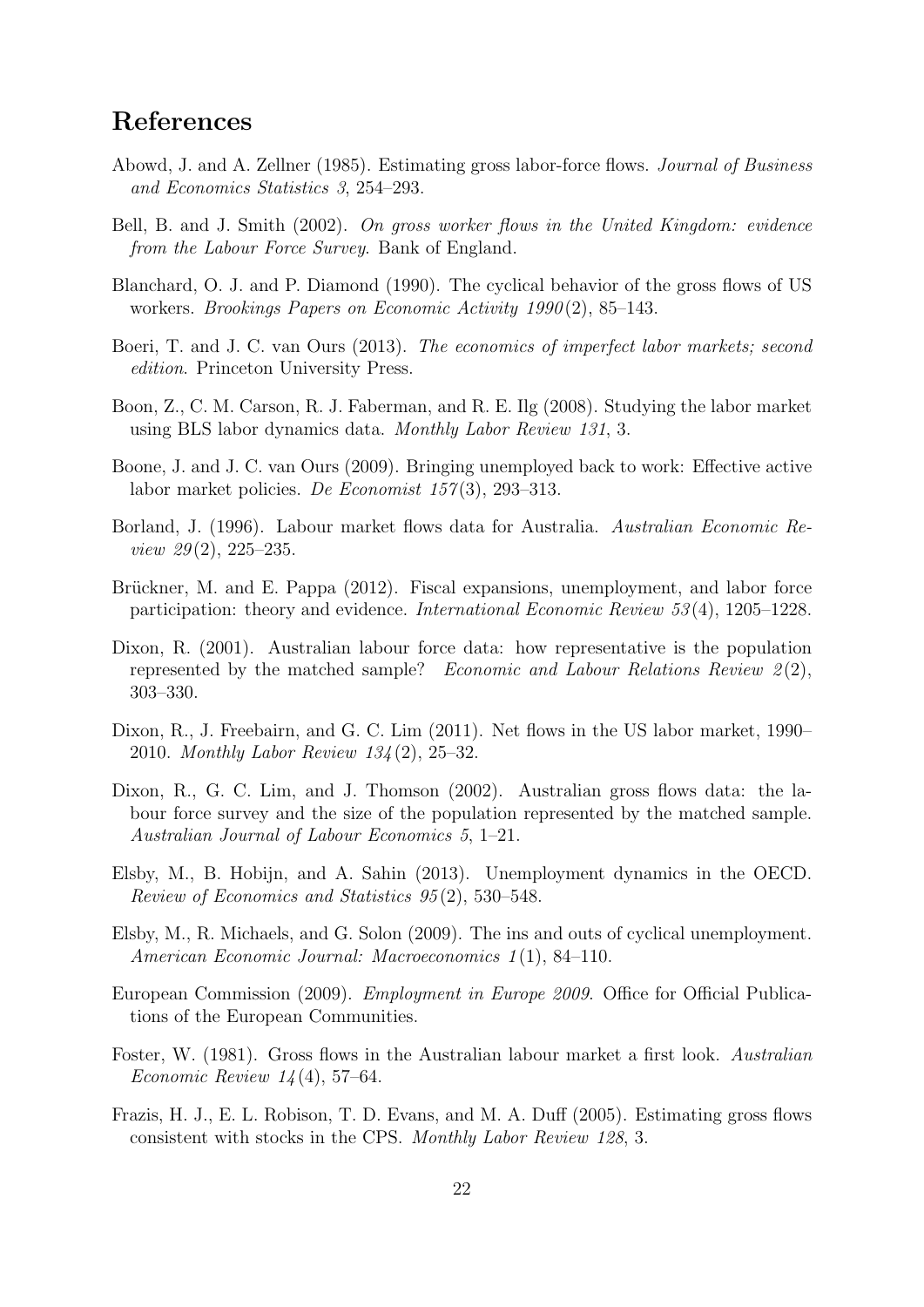## References

Abowd, J. and A. Zellner (1985). Estimating gross labor-force flows. *Journal of Business and Economics Statistics 3*, 254–293.

Bell, B. and J. Smith (2002). *On gross worker flows in the United Kingdom: evidence from the Labour Force Survey*. Bank of England.

Blanchard, O. J. and P. Diamond (1990). The cyclical behavior of the gross flows of US workers. *Brookings Papers on Economic Activity 1990*(2), 85–143.

Boeri, T. and J. C. van Ours (2013). *The economics of imperfect labor markets; second edition*. Princeton University Press.

Boon, Z., C. M. Carson, R. J. Faberman, and R. E. Ilg (2008). Studying the labor market using BLS labor dynamics data. *Monthly Labor Review 131*, 3.

Boone, J. and J. C. van Ours (2009). Bringing unemployed back to work: Effective active labor market policies. *De Economist 157*(3), 293–313.

Borland, J. (1996). Labour market flows data for Australia. *Australian Economic Review 29*(2), 225–235.

Brückner, M. and E. Pappa (2012). Fiscal expansions, unemployment, and labor force participation: theory and evidence. *International Economic Review 53*(4), 1205–1228.

Dixon, R. (2001). Australian labour force data: how representative is the population represented by the matched sample? *Economic and Labour Relations Review 2*(2), 303–330.

Dixon, R., J. Freebairn, and G. C. Lim (2011). Net flows in the US labor market, 1990–2010. *Monthly Labor Review 134*(2), 25–32.

Dixon, R., G. C. Lim, and J. Thomson (2002). Australian gross flows data: the labour force survey and the size of the population represented by the matched sample. *Australian Journal of Labour Economics 5*, 1–21.

Elsby, M., B. Hobijn, and A. Sahin (2013). Unemployment dynamics in the OECD. *Review of Economics and Statistics 95*(2), 530–548.

Elsby, M., R. Michaels, and G. Solon (2009). The ins and outs of cyclical unemployment. *American Economic Journal: Macroeconomics 1*(1), 84–110.

European Commission (2009). *Employment in Europe 2009*. Office for Official Publications of the European Communities.

Foster, W. (1981). Gross flows in the Australian labour market a first look. *Australian Economic Review 14*(4), 57–64.

Frazis, H. J., E. L. Robison, T. D. Evans, and M. A. Duff (2005). Estimating gross flows consistent with stocks in the CPS. *Monthly Labor Review 128*, 3.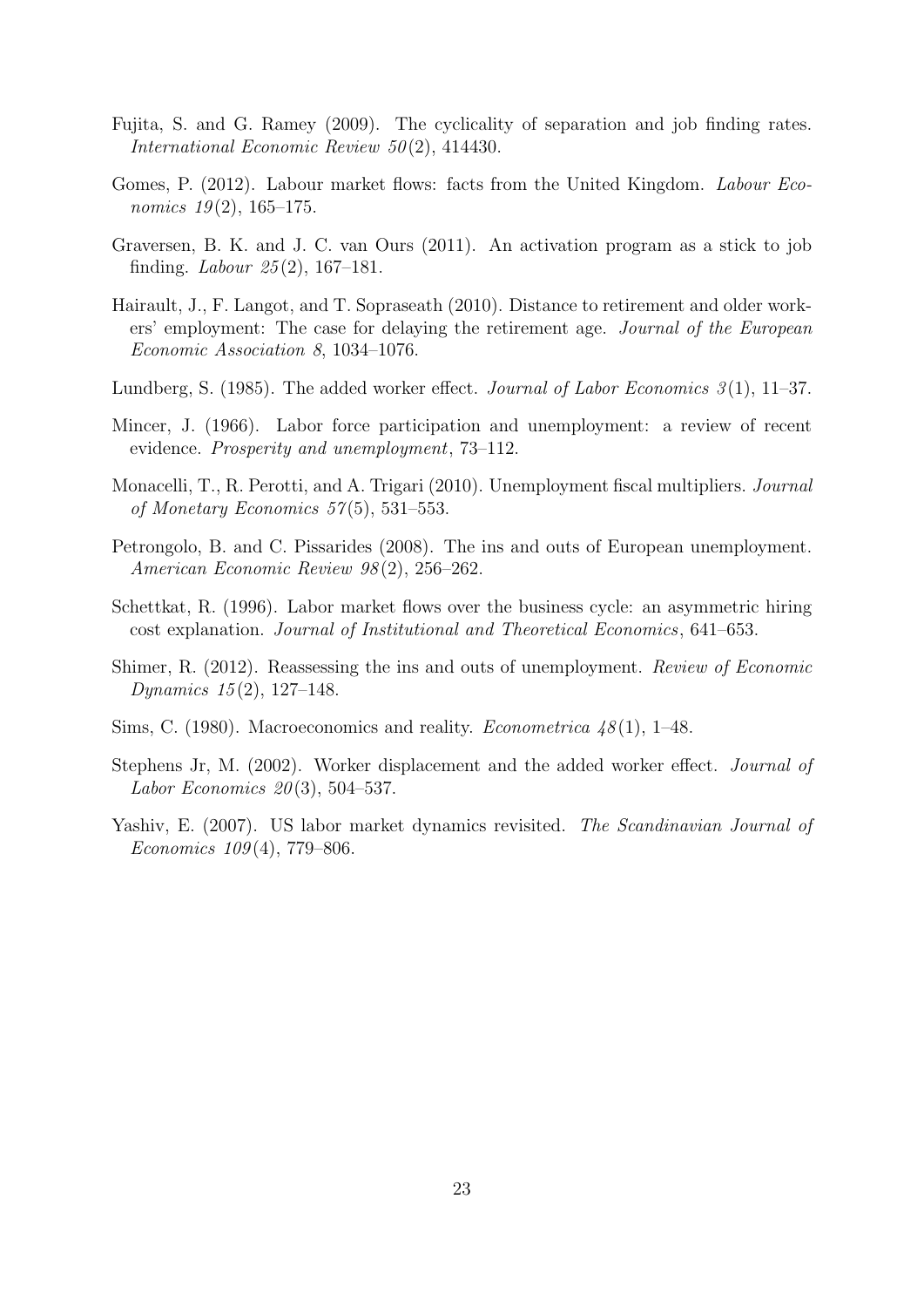Fujita, S. and G. Ramey (2009). The cyclicality of separation and job finding rates. *International Economic Review 50*(2), 414430.

Gomes, P. (2012). Labour market flows: facts from the United Kingdom. *Labour Economics 19*(2), 165–175.

Graversen, B. K. and J. C. van Ours (2011). An activation program as a stick to job finding. *Labour 25*(2), 167–181.

Hairault, J., F. Langot, and T. Sopraseath (2010). Distance to retirement and older workers' employment: The case for delaying the retirement age. *Journal of the European Economic Association 8*, 1034–1076.

Lundberg, S. (1985). The added worker effect. *Journal of Labor Economics 3*(1), 11–37.

Mincer, J. (1966). Labor force participation and unemployment: a review of recent evidence. *Prosperity and unemployment*, 73–112.

Monacelli, T., R. Perotti, and A. Trigari (2010). Unemployment fiscal multipliers. *Journal of Monetary Economics 57*(5), 531–553.

Petrongolo, B. and C. Pissarides (2008). The ins and outs of European unemployment. *American Economic Review 98*(2), 256–262.

Schettkat, R. (1996). Labor market flows over the business cycle: an asymmetric hiring cost explanation. *Journal of Institutional and Theoretical Economics*, 641–653.

Shimer, R. (2012). Reassessing the ins and outs of unemployment. *Review of Economic Dynamics 15*(2), 127–148.

Sims, C. (1980). Macroeconomics and reality. *Econometrica 48*(1), 1–48.

Stephens Jr, M. (2002). Worker displacement and the added worker effect. *Journal of Labor Economics 20*(3), 504–537.

Yashiv, E. (2007). US labor market dynamics revisited. *The Scandinavian Journal of Economics 109*(4), 779–806.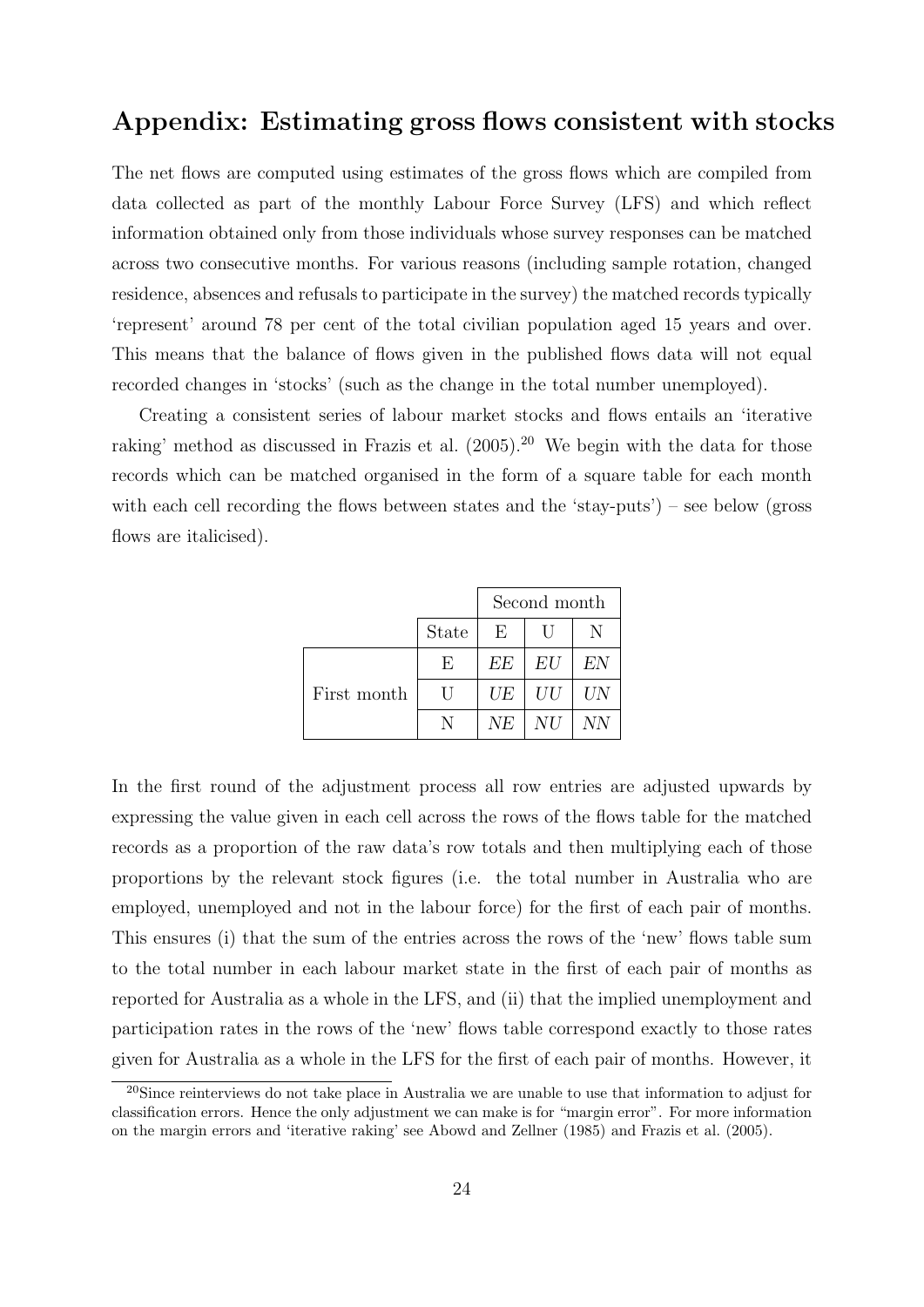## Appendix: Estimating gross flows consistent with stocks

The net flows are computed using estimates of the gross flows which are compiled from data collected as part of the monthly Labour Force Survey (LFS) and which reflect information obtained only from those individuals whose survey responses can be matched across two consecutive months. For various reasons (including sample rotation, changed residence, absences and refusals to participate in the survey) the matched records typically 'represent' around 78 per cent of the total civilian population aged 15 years and over. This means that the balance of flows given in the published flows data will not equal recorded changes in 'stocks' (such as the change in the total number unemployed).

Creating a consistent series of labour market stocks and flows entails an 'iterative raking' method as discussed in Frazis et al. (2005).[20] We begin with the data for those records which can be matched organised in the form of a square table for each month with each cell recording the flows between states and the 'stay-puts') – see below (gross flows are italicised).

| | | Second month | | |
|---|---|---|---|---|
| | State | E | U | N |
| First month | E | *EE* | *EU* | *EN* |
| | U | *UE* | *UU* | *UN* |
| | N | *NE* | *NU* | *NN* |

In the first round of the adjustment process all row entries are adjusted upwards by expressing the value given in each cell across the rows of the flows table for the matched records as a proportion of the raw data's row totals and then multiplying each of those proportions by the relevant stock figures (i.e. the total number in Australia who are employed, unemployed and not in the labour force) for the first of each pair of months. This ensures (i) that the sum of the entries across the rows of the 'new' flows table sum to the total number in each labour market state in the first of each pair of months as reported for Australia as a whole in the LFS, and (ii) that the implied unemployment and participation rates in the rows of the 'new' flows table correspond exactly to those rates given for Australia as a whole in the LFS for the first of each pair of months. However, it

[20]Since reinterviews do not take place in Australia we are unable to use that information to adjust for classification errors. Hence the only adjustment we can make is for "margin error". For more information on the margin errors and 'iterative raking' see Abowd and Zellner (1985) and Frazis et al. (2005).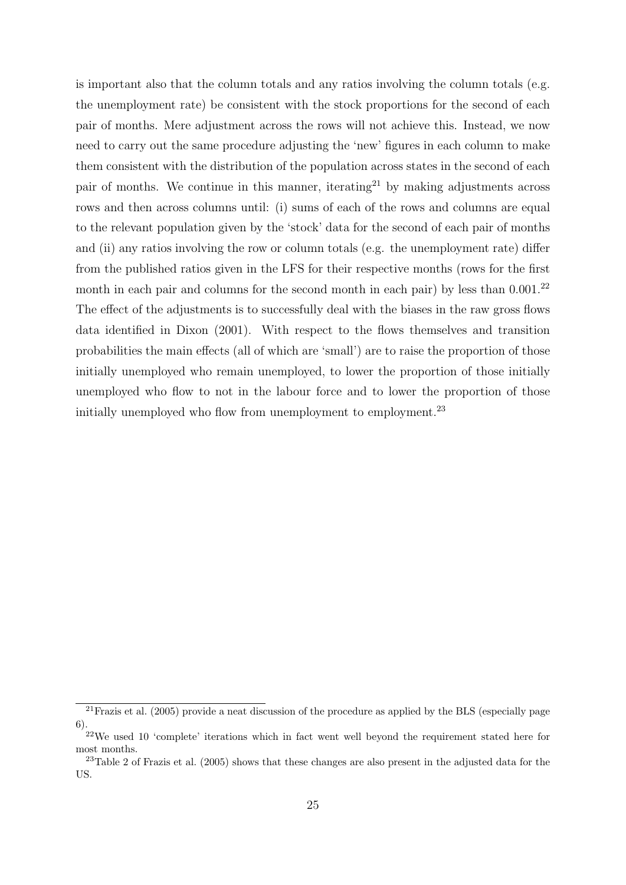is important also that the column totals and any ratios involving the column totals (e.g. the unemployment rate) be consistent with the stock proportions for the second of each pair of months. Mere adjustment across the rows will not achieve this. Instead, we now need to carry out the same procedure adjusting the 'new' figures in each column to make them consistent with the distribution of the population across states in the second of each pair of months. We continue in this manner, iterating[21] by making adjustments across rows and then across columns until: (i) sums of each of the rows and columns are equal to the relevant population given by the 'stock' data for the second of each pair of months and (ii) any ratios involving the row or column totals (e.g. the unemployment rate) differ from the published ratios given in the LFS for their respective months (rows for the first month in each pair and columns for the second month in each pair) by less than 0.001.[22] The effect of the adjustments is to successfully deal with the biases in the raw gross flows data identified in Dixon (2001). With respect to the flows themselves and transition probabilities the main effects (all of which are 'small') are to raise the proportion of those initially unemployed who remain unemployed, to lower the proportion of those initially unemployed who flow to not in the labour force and to lower the proportion of those initially unemployed who flow from unemployment to employment.[23]

---

[21] Frazis et al. (2005) provide a neat discussion of the procedure as applied by the BLS (especially page 6).

[22] We used 10 'complete' iterations which in fact went well beyond the requirement stated here for most months.

[23] Table 2 of Frazis et al. (2005) shows that these changes are also present in the adjusted data for the US.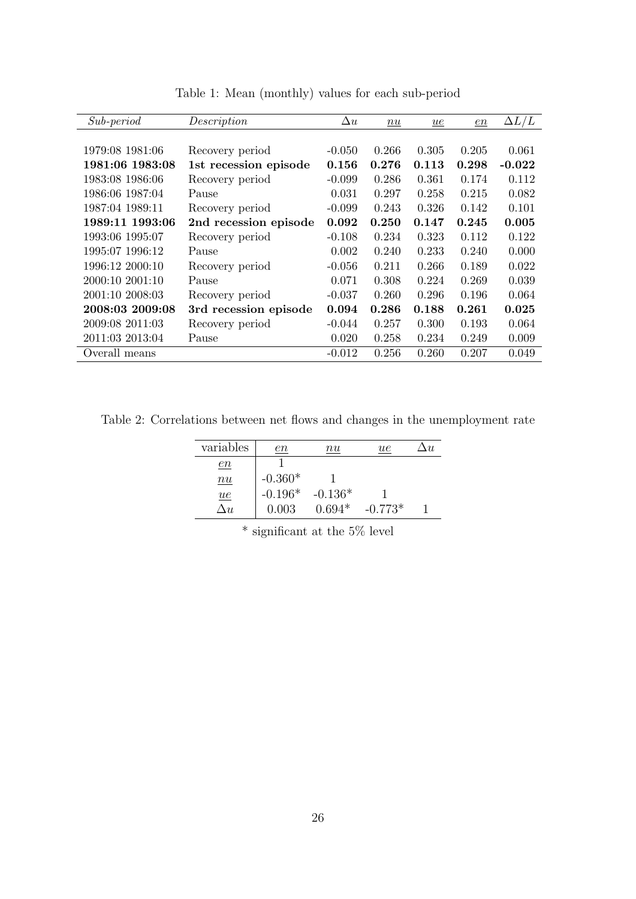Table 1: Mean (monthly) values for each sub-period

| *Sub-period* | *Description* | $\Delta u$ | $\underline{nu}$ | $\underline{ue}$ | $\underline{en}$ | $\Delta L/L$ |
|---|---|---|---|---|---|---|
| 1979:08 1981:06 | Recovery period | -0.050 | 0.266 | 0.305 | 0.205 | 0.061 |
| **1981:06 1983:08** | **1st recession episode** | **0.156** | **0.276** | **0.113** | **0.298** | **-0.022** |
| 1983:08 1986:06 | Recovery period | -0.099 | 0.286 | 0.361 | 0.174 | 0.112 |
| 1986:06 1987:04 | Pause | 0.031 | 0.297 | 0.258 | 0.215 | 0.082 |
| 1987:04 1989:11 | Recovery period | -0.099 | 0.243 | 0.326 | 0.142 | 0.101 |
| **1989:11 1993:06** | **2nd recession episode** | **0.092** | **0.250** | **0.147** | **0.245** | **0.005** |
| 1993:06 1995:07 | Recovery period | -0.108 | 0.234 | 0.323 | 0.112 | 0.122 |
| 1995:07 1996:12 | Pause | 0.002 | 0.240 | 0.233 | 0.240 | 0.000 |
| 1996:12 2000:10 | Recovery period | -0.056 | 0.211 | 0.266 | 0.189 | 0.022 |
| 2000:10 2001:10 | Pause | 0.071 | 0.308 | 0.224 | 0.269 | 0.039 |
| 2001:10 2008:03 | Recovery period | -0.037 | 0.260 | 0.296 | 0.196 | 0.064 |
| **2008:03 2009:08** | **3rd recession episode** | **0.094** | **0.286** | **0.188** | **0.261** | **0.025** |
| 2009:08 2011:03 | Recovery period | -0.044 | 0.257 | 0.300 | 0.193 | 0.064 |
| 2011:03 2013:04 | Pause | 0.020 | 0.258 | 0.234 | 0.249 | 0.009 |
| Overall means | | -0.012 | 0.256 | 0.260 | 0.207 | 0.049 |

Table 2: Correlations between net flows and changes in the unemployment rate

| variables | $\underline{en}$ | $\underline{nu}$ | $\underline{ue}$ | $\Delta u$ |
|---|---|---|---|---|
| $\underline{en}$ | 1 | | | |
| $\underline{nu}$ | -0.360* | 1 | | |
| $\underline{ue}$ | -0.196* | -0.136* | 1 | |
| $\Delta u$ | 0.003 | 0.694* | -0.773* | 1 |

* significant at the 5% level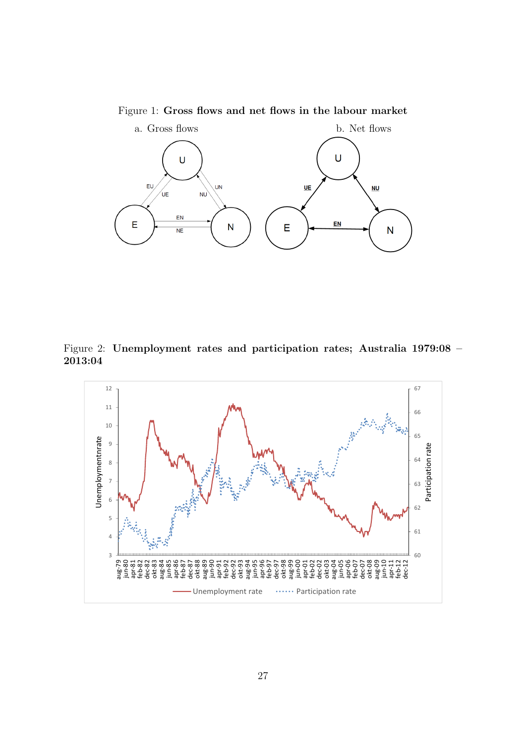Figure 1: **Gross flows and net flows in the labour market**

a. Gross flows

b. Net flows

Figure 2: **Unemployment rates and participation rates; Australia 1979:08 – 2013:04**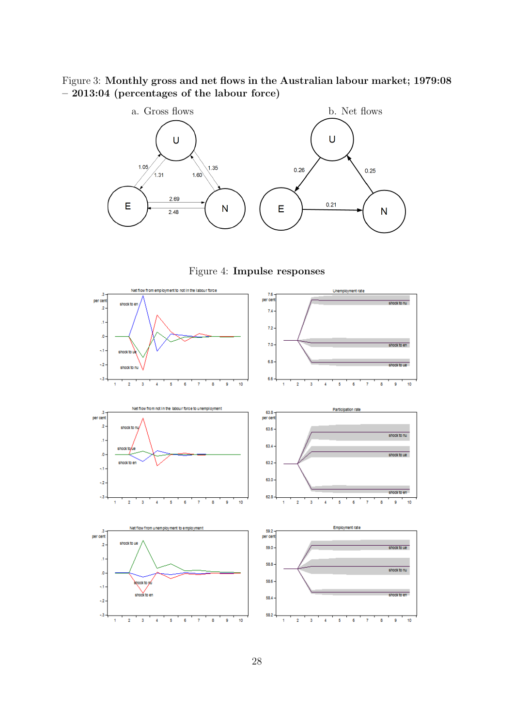Figure 3: **Monthly gross and net flows in the Australian labour market; 1979:08 – 2013:04 (percentages of the labour force)**

a. Gross flows

U

E

N

1.05

1.31

1.60

1.35

2.69

2.48

b. Net flows

U

E

N

0.26

0.25

0.21

Figure 4: **Impulse responses**

Net flow from employment to not in the labour force

per cent

shock to en

shock to ue

shock to nu

Unemployment rate

per cent

shock to nu

shock to en

shock to ue

Net flow from not in the labour force to unemployment

per cent

shock to nu

shock to ue

shock to en

Participation rate

per cent

shock to nu

shock to ue

shock to en

Net flow from unemployment to employment

per cent

shock to ue

shock to nu

shock to en

Employment rate

per cent

shock to ue

shock to nu

shock to en